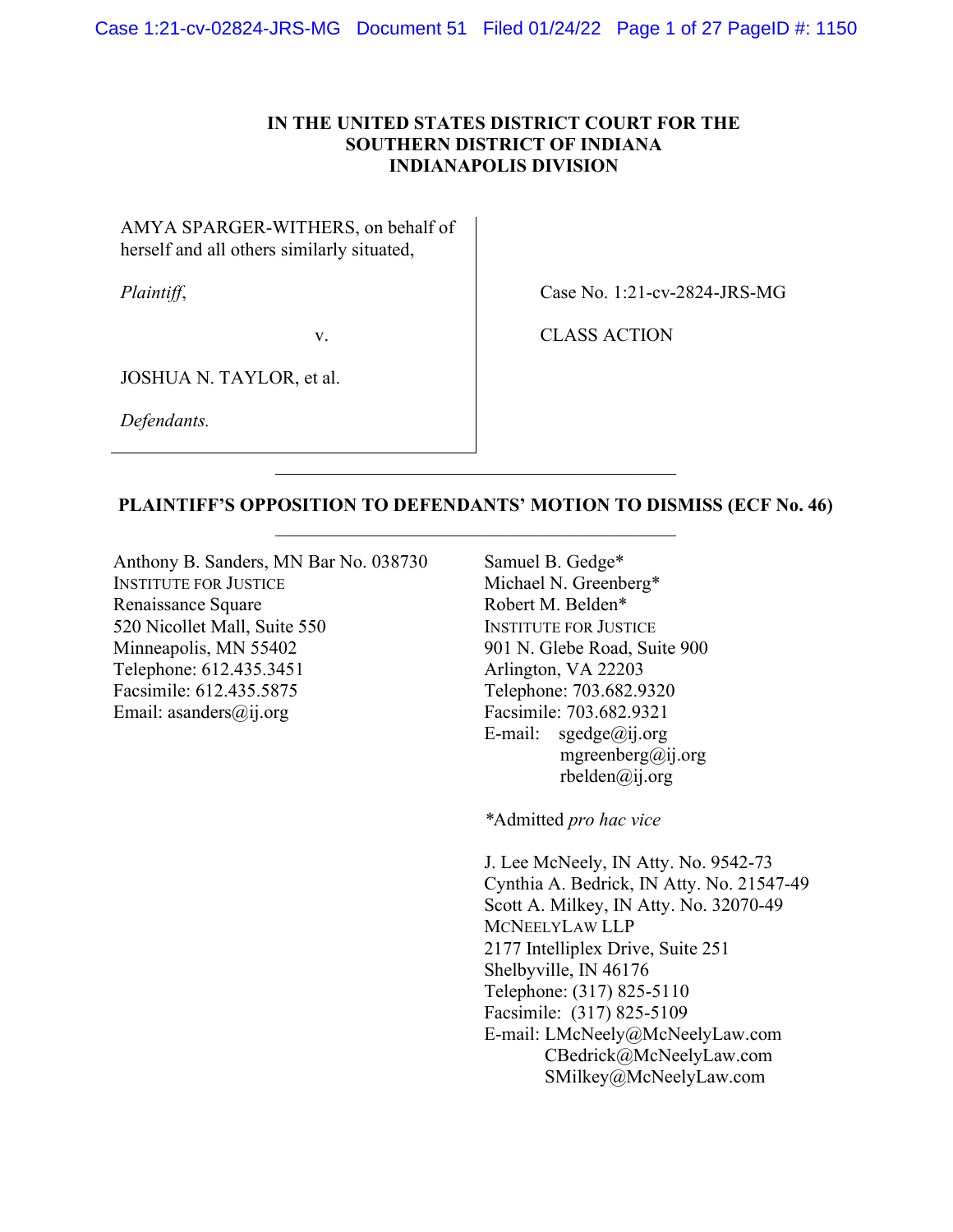**IN THE UNITED STATES DISTRICT COURT FOR THE SOUTHERN DISTRICT OF INDIANA INDIANAPOLIS DIVISION**

| | |
|---|---|
| AMYA SPARGER-WITHERS, on behalf of herself and all others similarly situated, | Case No. 1:21-cv-2824-JRS-MG |
| *Plaintiff*, | CLASS ACTION |
| v. | |
| JOSHUA N. TAYLOR, et al. | |
| *Defendants.* | |

---

**PLAINTIFF'S OPPOSITION TO DEFENDANTS' MOTION TO DISMISS (ECF No. 46)**

---

Anthony B. Sanders, MN Bar No. 038730
INSTITUTE FOR JUSTICE
Renaissance Square
520 Nicollet Mall, Suite 550
Minneapolis, MN 55402
Telephone: 612.435.3451
Facsimile: 612.435.5875
Email: asanders@ij.org

Samuel B. Gedge*
Michael N. Greenberg*
Robert M. Belden*
INSTITUTE FOR JUSTICE
901 N. Glebe Road, Suite 900
Arlington, VA 22203
Telephone: 703.682.9320
Facsimile: 703.682.9321
E-mail: sgedge@ij.org
mgreenberg@ij.org
rbelden@ij.org

*Admitted *pro hac vice*

J. Lee McNeely, IN Atty. No. 9542-73
Cynthia A. Bedrick, IN Atty. No. 21547-49
Scott A. Milkey, IN Atty. No. 32070-49
MCNEELYLAW LLP
2177 Intelliplex Drive, Suite 251
Shelbyville, IN 46176
Telephone: (317) 825-5110
Facsimile: (317) 825-5109
E-mail: LMcNeely@McNeelyLaw.com
CBedrick@McNeelyLaw.com
SMilkey@McNeelyLaw.com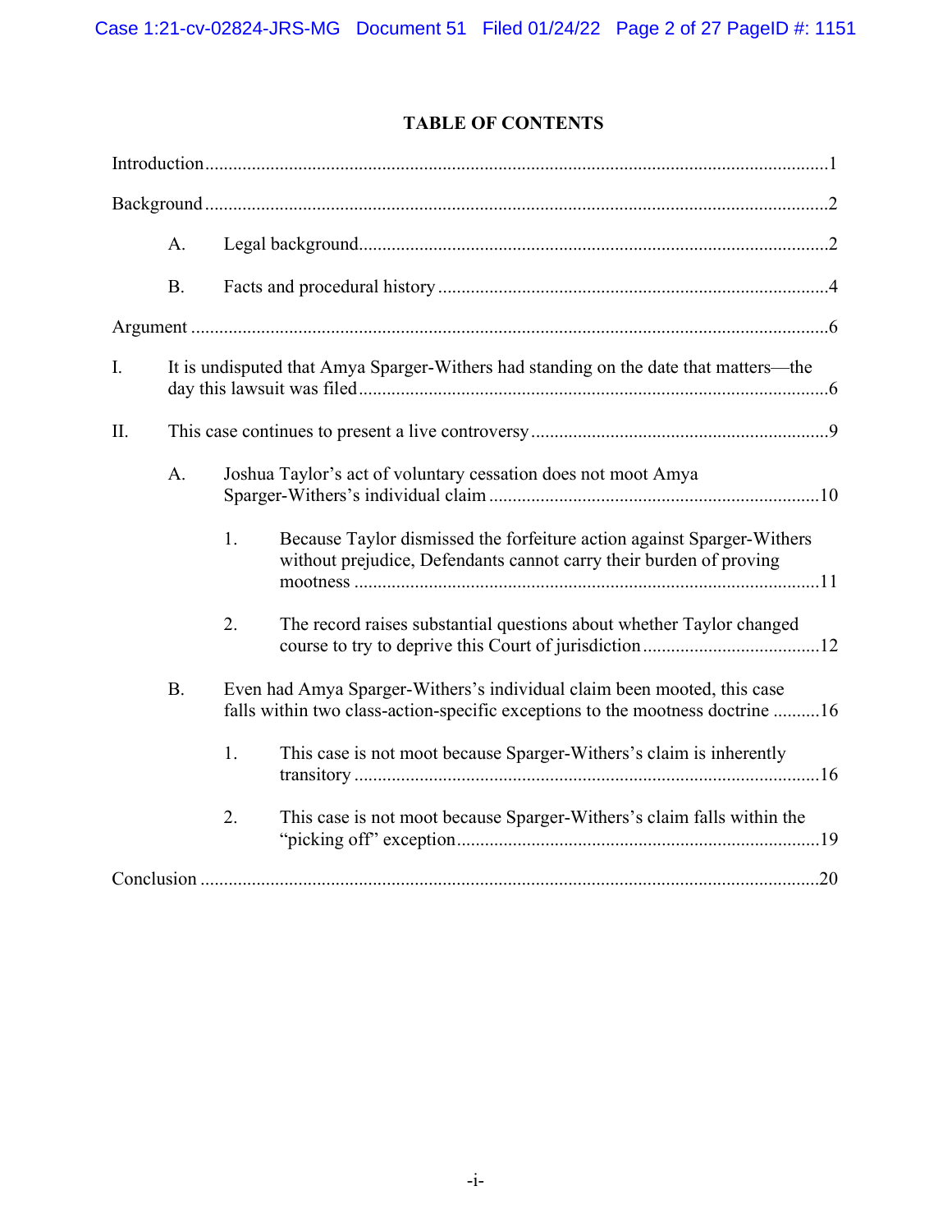# TABLE OF CONTENTS

Introduction ..... 1

Background ..... 2

- A. Legal background ..... 2
- B. Facts and procedural history ..... 4

Argument ..... 6

I. It is undisputed that Amya Sparger-Withers had standing on the date that matters—the day this lawsuit was filed ..... 6

II. This case continues to present a live controversy ..... 9

- A. Joshua Taylor's act of voluntary cessation does not moot Amya Sparger-Withers's individual claim ..... 10
  1. Because Taylor dismissed the forfeiture action against Sparger-Withers without prejudice, Defendants cannot carry their burden of proving mootness ..... 11
  2. The record raises substantial questions about whether Taylor changed course to try to deprive this Court of jurisdiction ..... 12
- B. Even had Amya Sparger-Withers's individual claim been mooted, this case falls within two class-action-specific exceptions to the mootness doctrine ..... 16
  1. This case is not moot because Sparger-Withers's claim is inherently transitory ..... 16
  2. This case is not moot because Sparger-Withers's claim falls within the "picking off" exception ..... 19

Conclusion ..... 20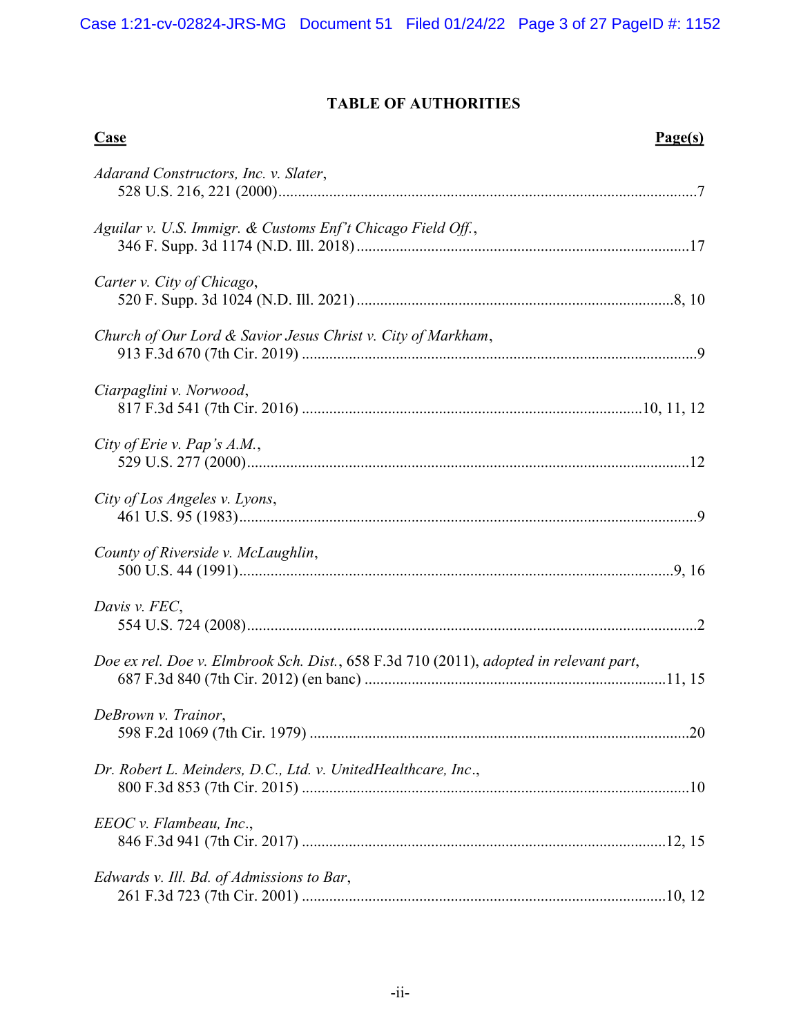# TABLE OF AUTHORITIES

| **Case** | **Page(s)** |
|---|---|
| *Adarand Constructors, Inc. v. Slater*, 528 U.S. 216, 221 (2000) | 7 |
| *Aguilar v. U.S. Immigr. & Customs Enf't Chicago Field Off.*, 346 F. Supp. 3d 1174 (N.D. Ill. 2018) | 17 |
| *Carter v. City of Chicago*, 520 F. Supp. 3d 1024 (N.D. Ill. 2021) | 8, 10 |
| *Church of Our Lord & Savior Jesus Christ v. City of Markham*, 913 F.3d 670 (7th Cir. 2019) | 9 |
| *Ciarpaglini v. Norwood*, 817 F.3d 541 (7th Cir. 2016) | 10, 11, 12 |
| *City of Erie v. Pap's A.M.*, 529 U.S. 277 (2000) | 12 |
| *City of Los Angeles v. Lyons*, 461 U.S. 95 (1983) | 9 |
| *County of Riverside v. McLaughlin*, 500 U.S. 44 (1991) | 9, 16 |
| *Davis v. FEC*, 554 U.S. 724 (2008) | 2 |
| *Doe ex rel. Doe v. Elmbrook Sch. Dist.*, 658 F.3d 710 (2011), *adopted in relevant part*, 687 F.3d 840 (7th Cir. 2012) (en banc) | 11, 15 |
| *DeBrown v. Trainor*, 598 F.2d 1069 (7th Cir. 1979) | 20 |
| *Dr. Robert L. Meinders, D.C., Ltd. v. UnitedHealthcare, Inc.*, 800 F.3d 853 (7th Cir. 2015) | 10 |
| *EEOC v. Flambeau, Inc.*, 846 F.3d 941 (7th Cir. 2017) | 12, 15 |
| *Edwards v. Ill. Bd. of Admissions to Bar*, 261 F.3d 723 (7th Cir. 2001) | 10, 12 |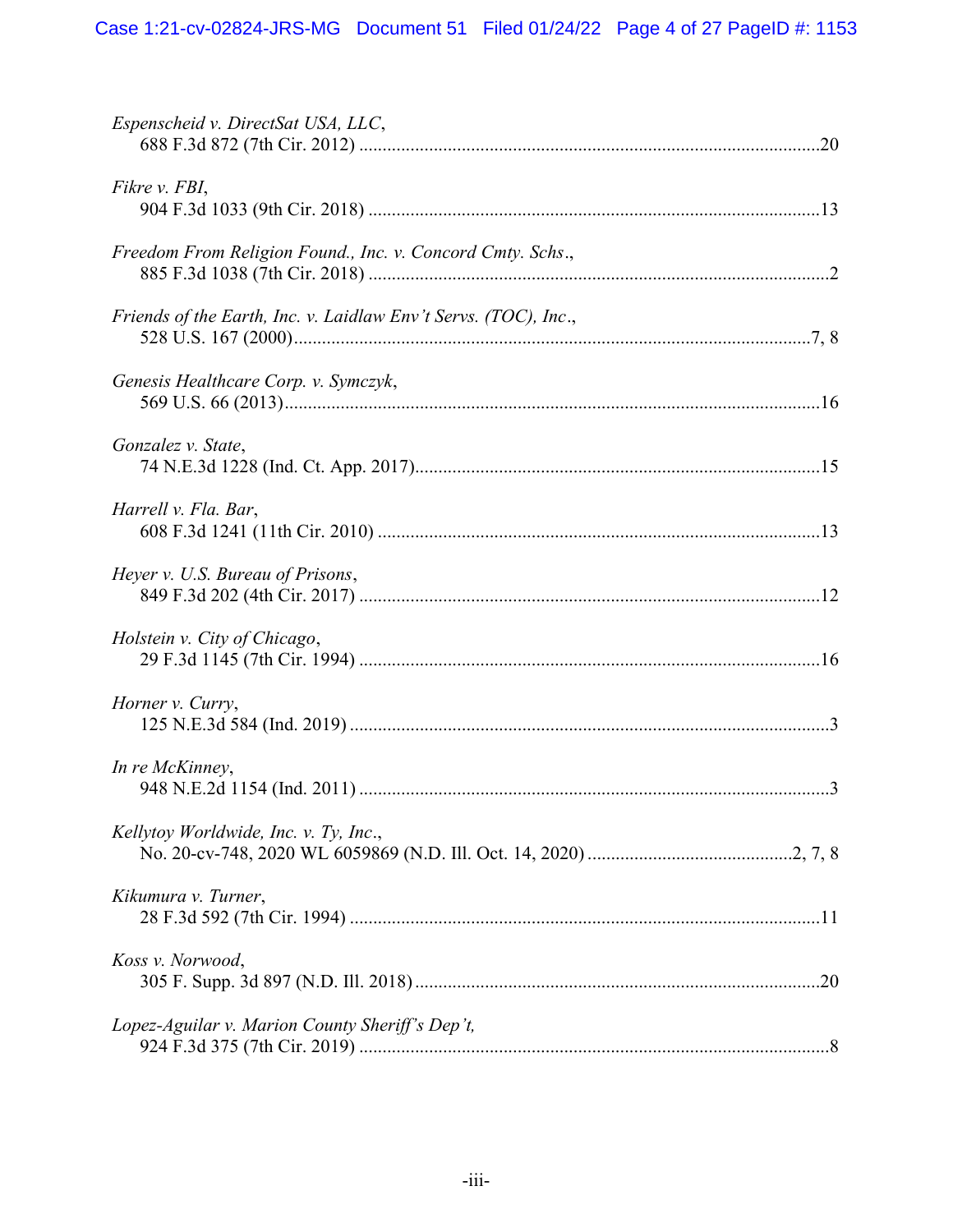*Espenscheid v. DirectSat USA, LLC*,
688 F.3d 872 (7th Cir. 2012) ....................................................................................................20

*Fikre v. FBI*,
904 F.3d 1033 (9th Cir. 2018) ..................................................................................................13

*Freedom From Religion Found., Inc. v. Concord Cmty. Schs*.,
885 F.3d 1038 (7th Cir. 2018) ....................................................................................................2

*Friends of the Earth, Inc. v. Laidlaw Env't Servs. (TOC), Inc*.,
528 U.S. 167 (2000)...............................................................................................................7, 8

*Genesis Healthcare Corp. v. Symczyk*,
569 U.S. 66 (2013)...................................................................................................................16

*Gonzalez v. State*,
74 N.E.3d 1228 (Ind. Ct. App. 2017).......................................................................................15

*Harrell v. Fla. Bar*,
608 F.3d 1241 (11th Cir. 2010) ...............................................................................................13

*Heyer v. U.S. Bureau of Prisons*,
849 F.3d 202 (4th Cir. 2017) ....................................................................................................12

*Holstein v. City of Chicago*,
29 F.3d 1145 (7th Cir. 1994) ....................................................................................................16

*Horner v. Curry*,
125 N.E.3d 584 (Ind. 2019) .......................................................................................................3

*In re McKinney*,
948 N.E.2d 1154 (Ind. 2011) .....................................................................................................3

*Kellytoy Worldwide, Inc. v. Ty, Inc*.,
No. 20-cv-748, 2020 WL 6059869 (N.D. Ill. Oct. 14, 2020) ............................................2, 7, 8

*Kikumura v. Turner*,
28 F.3d 592 (7th Cir. 1994) ......................................................................................................11

*Koss v. Norwood*,
305 F. Supp. 3d 897 (N.D. Ill. 2018).......................................................................................20

*Lopez-Aguilar v. Marion County Sheriff's Dep't,*
924 F.3d 375 (7th Cir. 2019) ......................................................................................................8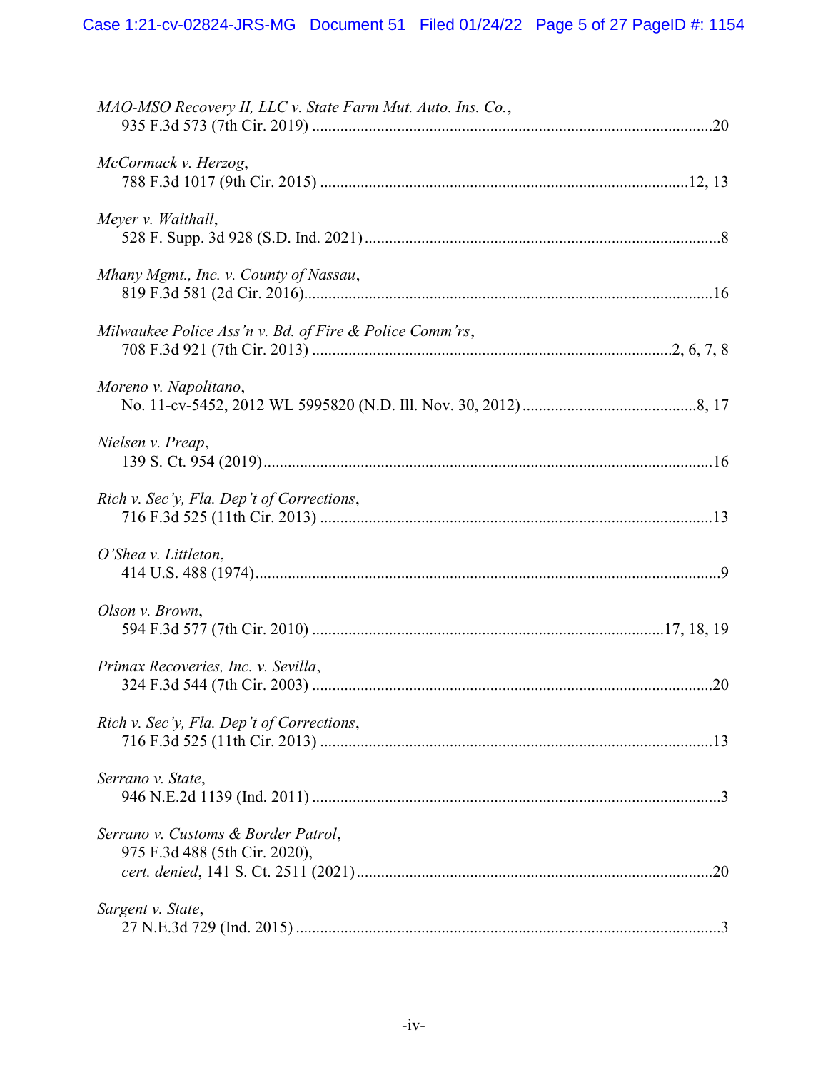*MAO-MSO Recovery II, LLC v. State Farm Mut. Auto. Ins. Co.*,
935 F.3d 573 (7th Cir. 2019) ....................................................................................................20

*McCormack v. Herzog*,
788 F.3d 1017 (9th Cir. 2015) ..........................................................................................12, 13

*Meyer v. Walthall*,
528 F. Supp. 3d 928 (S.D. Ind. 2021) ........................................................................................8

*Mhany Mgmt., Inc. v. County of Nassau*,
819 F.3d 581 (2d Cir. 2016).....................................................................................................16

*Milwaukee Police Ass'n v. Bd. of Fire & Police Comm'rs*,
708 F.3d 921 (7th Cir. 2013) .......................................................................................2, 6, 7, 8

*Moreno v. Napolitano*,
No. 11-cv-5452, 2012 WL 5995820 (N.D. Ill. Nov. 30, 2012) ...........................................8, 17

*Nielsen v. Preap*,
139 S. Ct. 954 (2019)...............................................................................................................16

*Rich v. Sec'y, Fla. Dep't of Corrections*,
716 F.3d 525 (11th Cir. 2013) .................................................................................................13

*O'Shea v. Littleton*,
414 U.S. 488 (1974)...................................................................................................................9

*Olson v. Brown*,
594 F.3d 577 (7th Cir. 2010) .....................................................................................17, 18, 19

*Primax Recoveries, Inc. v. Sevilla*,
324 F.3d 544 (7th Cir. 2003) ...................................................................................................20

*Rich v. Sec'y, Fla. Dep't of Corrections*,
716 F.3d 525 (11th Cir. 2013) .................................................................................................13

*Serrano v. State*,
946 N.E.2d 1139 (Ind. 2011) ....................................................................................................3

*Serrano v. Customs & Border Patrol*,
975 F.3d 488 (5th Cir. 2020),
*cert. denied*, 141 S. Ct. 2511 (2021) ........................................................................................20

*Sargent v. State*,
27 N.E.3d 729 (Ind. 2015) .........................................................................................................3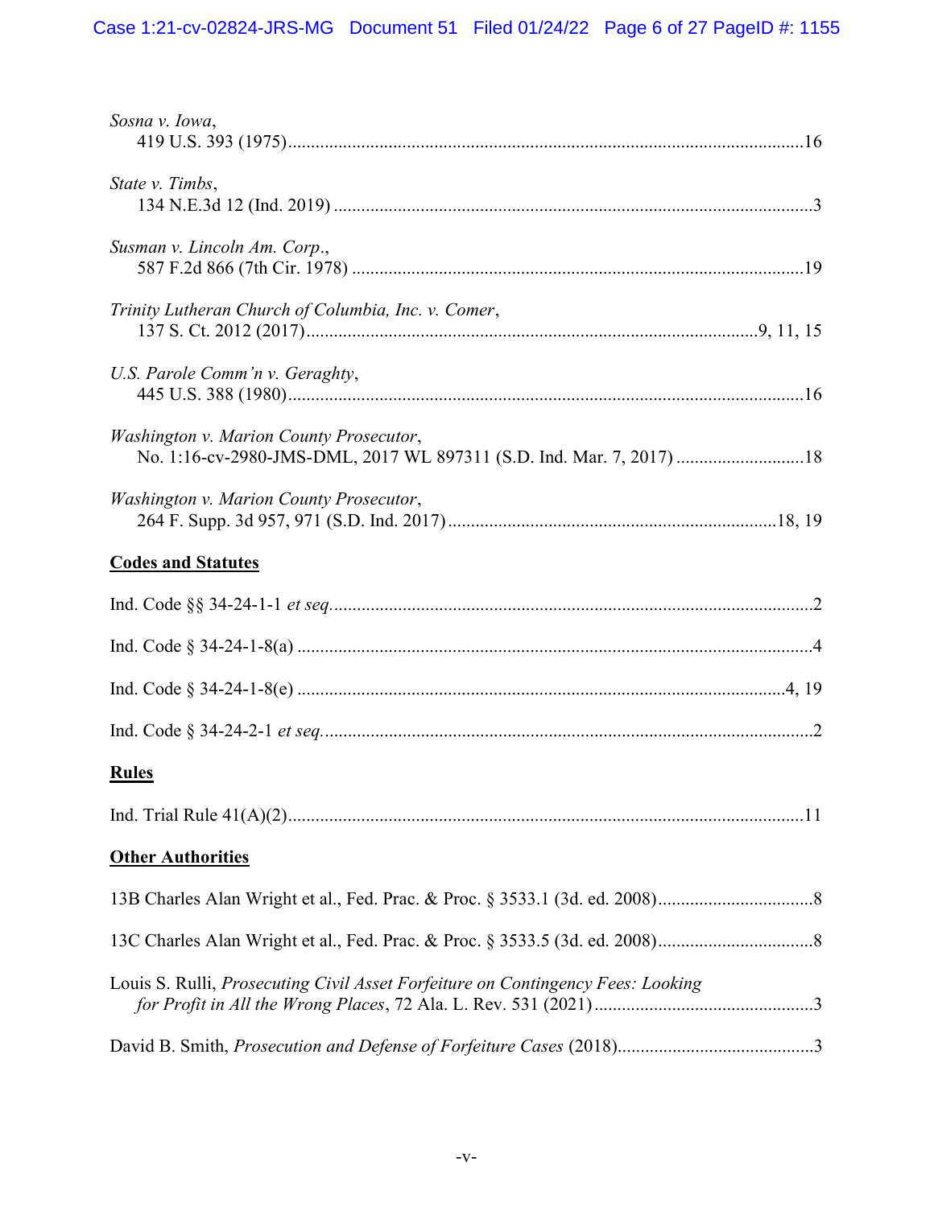*Sosna v. Iowa*,
419 U.S. 393 (1975)....................................................................................................16

*State v. Timbs*,
134 N.E.3d 12 (Ind. 2019) ..........................................................................................3

*Susman v. Lincoln Am. Corp.*,
587 F.2d 866 (7th Cir. 1978) ......................................................................................19

*Trinity Lutheran Church of Columbia, Inc. v. Comer*,
137 S. Ct. 2012 (2017)...........................................................................................9, 11, 15

*U.S. Parole Comm'n v. Geraghty*,
445 U.S. 388 (1980)....................................................................................................16

*Washington v. Marion County Prosecutor*,
No. 1:16-cv-2980-JMS-DML, 2017 WL 897311 (S.D. Ind. Mar. 7, 2017) ..........................18

*Washington v. Marion County Prosecutor*,
264 F. Supp. 3d 957, 971 (S.D. Ind. 2017).........................................................18, 19

**Codes and Statutes**

Ind. Code §§ 34-24-1-1 *et seq.*..........................................................................................2

Ind. Code § 34-24-1-8(a) ....................................................................................................4

Ind. Code § 34-24-1-8(e) ..............................................................................................4, 19

Ind. Code § 34-24-2-1 *et seq.*............................................................................................2

**Rules**

Ind. Trial Rule 41(A)(2)....................................................................................................11

**Other Authorities**

13B Charles Alan Wright et al., Fed. Prac. & Proc. § 3533.1 (3d. ed. 2008)..................................8

13C Charles Alan Wright et al., Fed. Prac. & Proc. § 3533.5 (3d. ed. 2008)..................................8

Louis S. Rulli, *Prosecuting Civil Asset Forfeiture on Contingency Fees: Looking for Profit in All the Wrong Places*, 72 Ala. L. Rev. 531 (2021) ...............................................3

David B. Smith, *Prosecution and Defense of Forfeiture Cases* (2018)...........................................3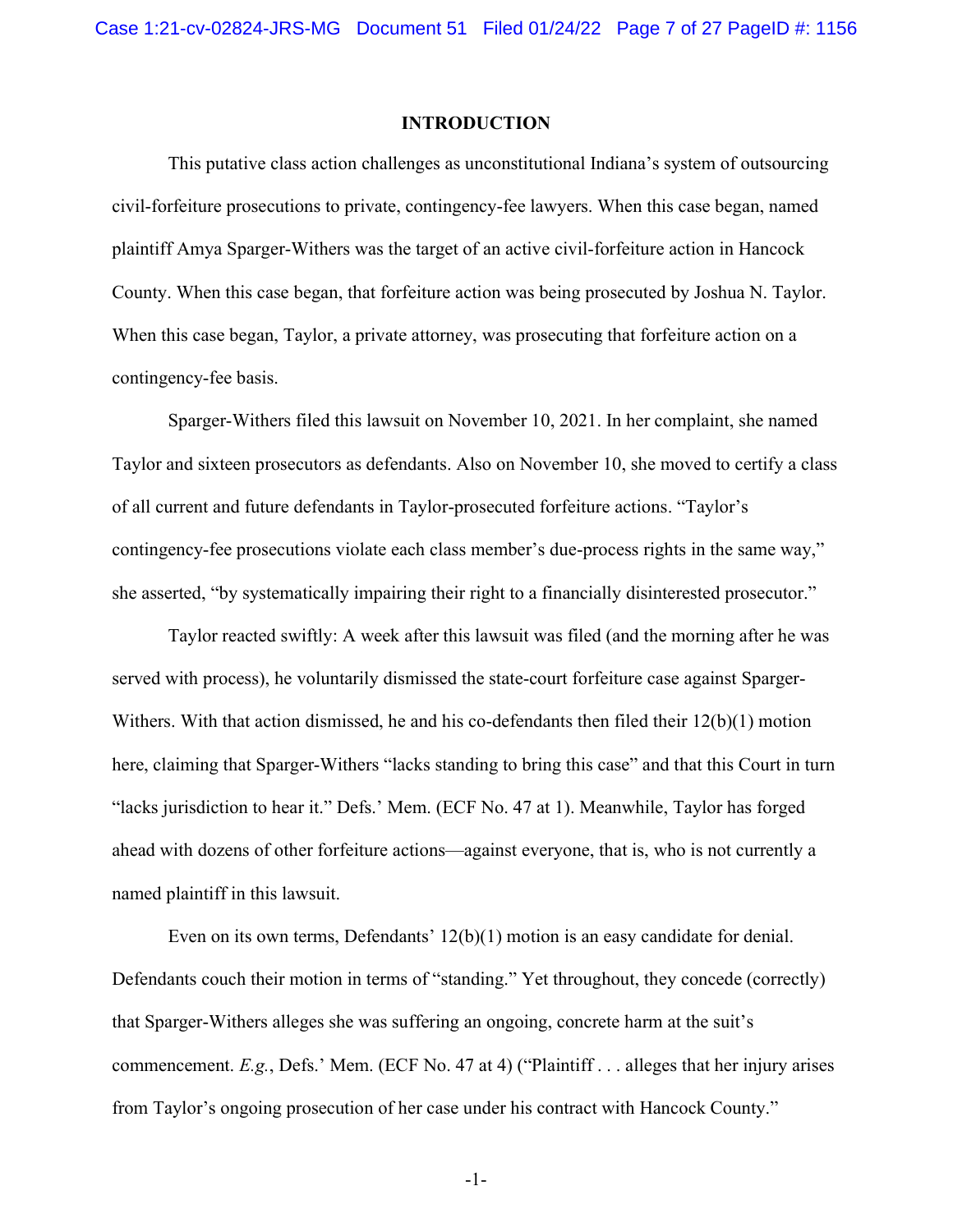## INTRODUCTION

This putative class action challenges as unconstitutional Indiana's system of outsourcing civil-forfeiture prosecutions to private, contingency-fee lawyers. When this case began, named plaintiff Amya Sparger-Withers was the target of an active civil-forfeiture action in Hancock County. When this case began, that forfeiture action was being prosecuted by Joshua N. Taylor. When this case began, Taylor, a private attorney, was prosecuting that forfeiture action on a contingency-fee basis.

Sparger-Withers filed this lawsuit on November 10, 2021. In her complaint, she named Taylor and sixteen prosecutors as defendants. Also on November 10, she moved to certify a class of all current and future defendants in Taylor-prosecuted forfeiture actions. "Taylor's contingency-fee prosecutions violate each class member's due-process rights in the same way," she asserted, "by systematically impairing their right to a financially disinterested prosecutor."

Taylor reacted swiftly: A week after this lawsuit was filed (and the morning after he was served with process), he voluntarily dismissed the state-court forfeiture case against Sparger-Withers. With that action dismissed, he and his co-defendants then filed their 12(b)(1) motion here, claiming that Sparger-Withers "lacks standing to bring this case" and that this Court in turn "lacks jurisdiction to hear it." Defs.' Mem. (ECF No. 47 at 1). Meanwhile, Taylor has forged ahead with dozens of other forfeiture actions—against everyone, that is, who is not currently a named plaintiff in this lawsuit.

Even on its own terms, Defendants' 12(b)(1) motion is an easy candidate for denial. Defendants couch their motion in terms of "standing." Yet throughout, they concede (correctly) that Sparger-Withers alleges she was suffering an ongoing, concrete harm at the suit's commencement. *E.g.*, Defs.' Mem. (ECF No. 47 at 4) ("Plaintiff . . . alleges that her injury arises from Taylor's ongoing prosecution of her case under his contract with Hancock County."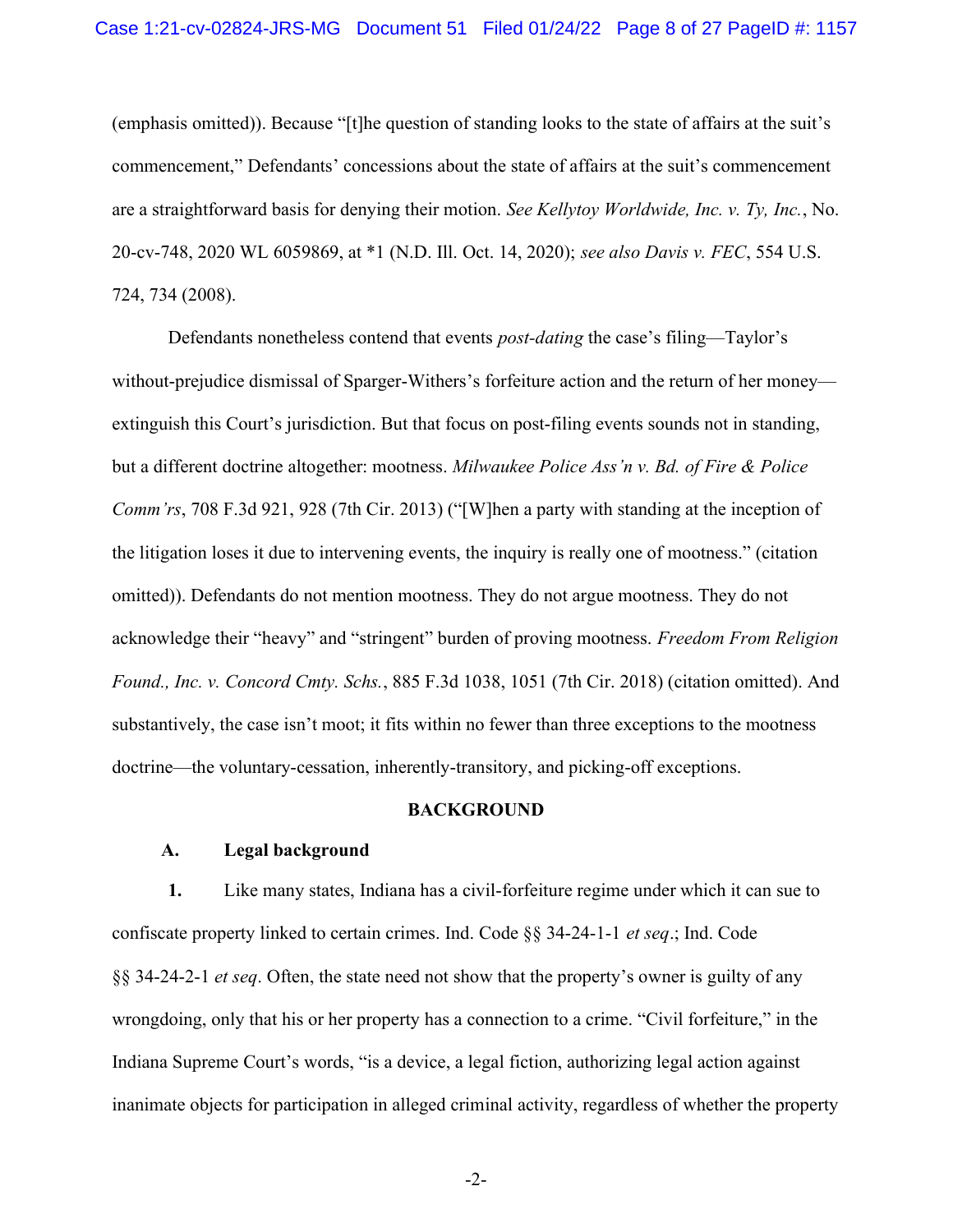(emphasis omitted)). Because "[t]he question of standing looks to the state of affairs at the suit's commencement," Defendants' concessions about the state of affairs at the suit's commencement are a straightforward basis for denying their motion. *See Kellytoy Worldwide, Inc. v. Ty, Inc.*, No. 20-cv-748, 2020 WL 6059869, at *1 (N.D. Ill. Oct. 14, 2020); *see also Davis v. FEC*, 554 U.S. 724, 734 (2008).

Defendants nonetheless contend that events *post-dating* the case's filing—Taylor's without-prejudice dismissal of Sparger-Withers's forfeiture action and the return of her money—extinguish this Court's jurisdiction. But that focus on post-filing events sounds not in standing, but a different doctrine altogether: mootness. *Milwaukee Police Ass'n v. Bd. of Fire & Police Comm'rs*, 708 F.3d 921, 928 (7th Cir. 2013) ("[W]hen a party with standing at the inception of the litigation loses it due to intervening events, the inquiry is really one of mootness." (citation omitted)). Defendants do not mention mootness. They do not argue mootness. They do not acknowledge their "heavy" and "stringent" burden of proving mootness. *Freedom From Religion Found., Inc. v. Concord Cmty. Schs.*, 885 F.3d 1038, 1051 (7th Cir. 2018) (citation omitted). And substantively, the case isn't moot; it fits within no fewer than three exceptions to the mootness doctrine—the voluntary-cessation, inherently-transitory, and picking-off exceptions.

## BACKGROUND

### A. Legal background

**1.** Like many states, Indiana has a civil-forfeiture regime under which it can sue to confiscate property linked to certain crimes. Ind. Code §§ 34-24-1-1 *et seq*.; Ind. Code §§ 34-24-2-1 *et seq*. Often, the state need not show that the property's owner is guilty of any wrongdoing, only that his or her property has a connection to a crime. "Civil forfeiture," in the Indiana Supreme Court's words, "is a device, a legal fiction, authorizing legal action against inanimate objects for participation in alleged criminal activity, regardless of whether the property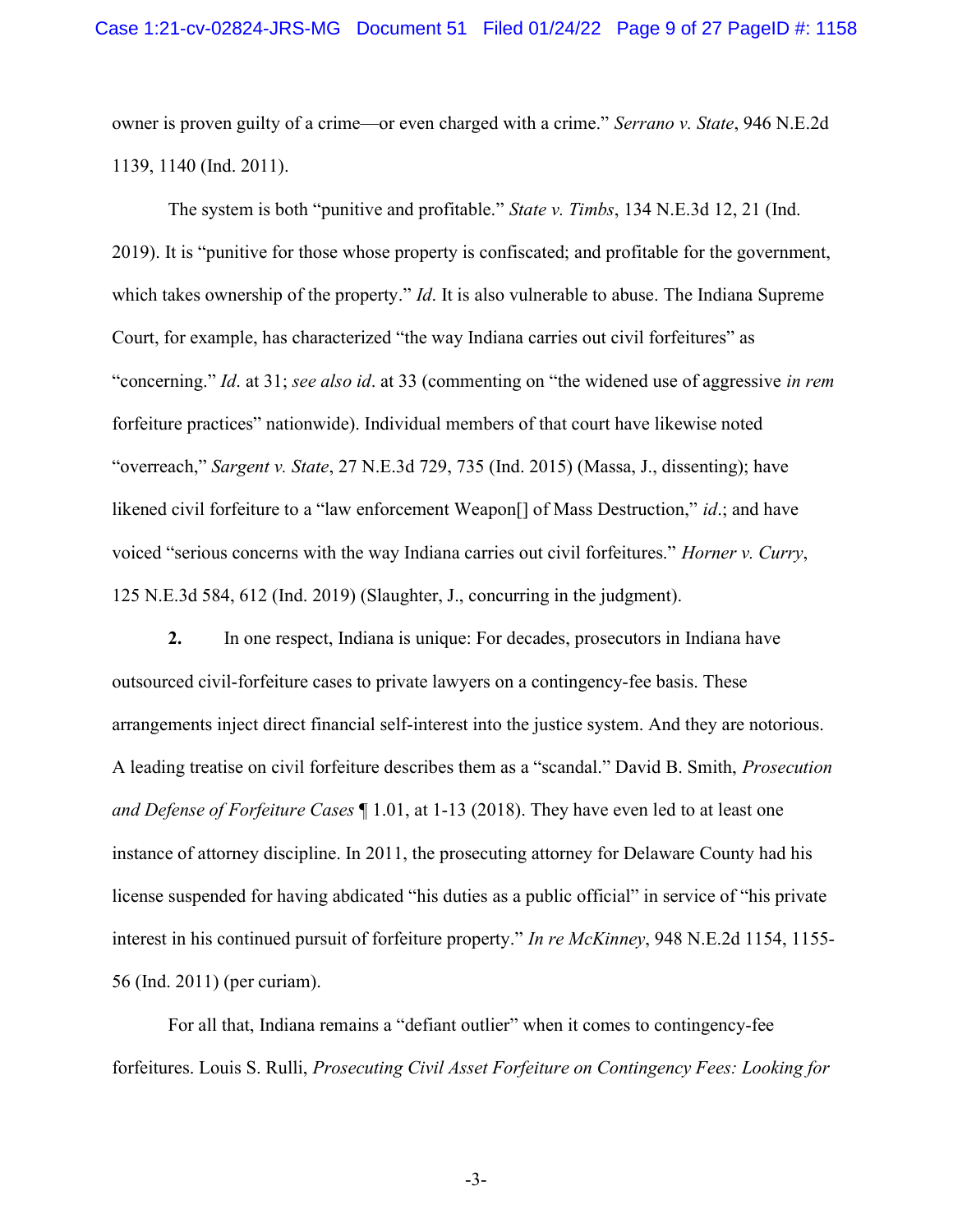owner is proven guilty of a crime—or even charged with a crime." *Serrano v. State*, 946 N.E.2d 1139, 1140 (Ind. 2011).

The system is both "punitive and profitable." *State v. Timbs*, 134 N.E.3d 12, 21 (Ind. 2019). It is "punitive for those whose property is confiscated; and profitable for the government, which takes ownership of the property." *Id*. It is also vulnerable to abuse. The Indiana Supreme Court, for example, has characterized "the way Indiana carries out civil forfeitures" as "concerning." *Id*. at 31; *see also id*. at 33 (commenting on "the widened use of aggressive *in rem* forfeiture practices" nationwide). Individual members of that court have likewise noted "overreach," *Sargent v. State*, 27 N.E.3d 729, 735 (Ind. 2015) (Massa, J., dissenting); have likened civil forfeiture to a "law enforcement Weapon[] of Mass Destruction," *id*.; and have voiced "serious concerns with the way Indiana carries out civil forfeitures." *Horner v. Curry*, 125 N.E.3d 584, 612 (Ind. 2019) (Slaughter, J., concurring in the judgment).

**2.** In one respect, Indiana is unique: For decades, prosecutors in Indiana have outsourced civil-forfeiture cases to private lawyers on a contingency-fee basis. These arrangements inject direct financial self-interest into the justice system. And they are notorious. A leading treatise on civil forfeiture describes them as a "scandal." David B. Smith, *Prosecution and Defense of Forfeiture Cases* ¶ 1.01, at 1-13 (2018). They have even led to at least one instance of attorney discipline. In 2011, the prosecuting attorney for Delaware County had his license suspended for having abdicated "his duties as a public official" in service of "his private interest in his continued pursuit of forfeiture property." *In re McKinney*, 948 N.E.2d 1154, 1155-56 (Ind. 2011) (per curiam).

For all that, Indiana remains a "defiant outlier" when it comes to contingency-fee forfeitures. Louis S. Rulli, *Prosecuting Civil Asset Forfeiture on Contingency Fees: Looking for*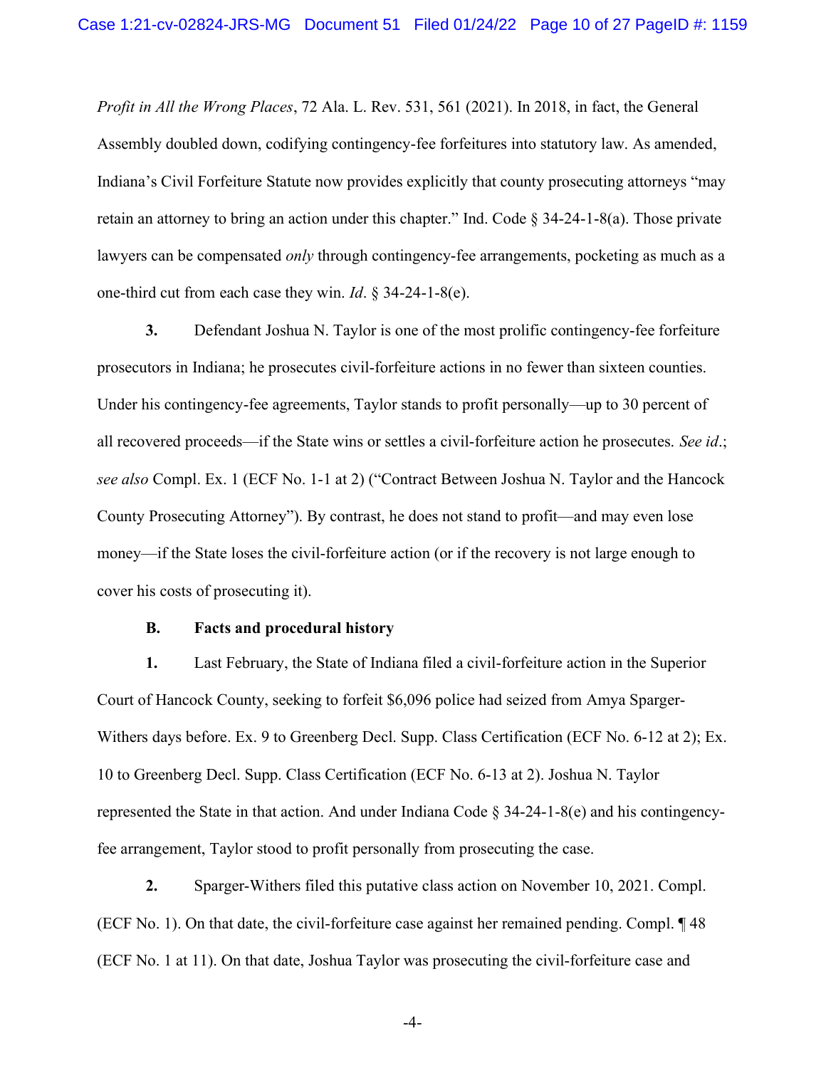*Profit in All the Wrong Places*, 72 Ala. L. Rev. 531, 561 (2021). In 2018, in fact, the General Assembly doubled down, codifying contingency-fee forfeitures into statutory law. As amended, Indiana's Civil Forfeiture Statute now provides explicitly that county prosecuting attorneys "may retain an attorney to bring an action under this chapter." Ind. Code § 34-24-1-8(a). Those private lawyers can be compensated *only* through contingency-fee arrangements, pocketing as much as a one-third cut from each case they win. *Id*. § 34-24-1-8(e).

**3.** Defendant Joshua N. Taylor is one of the most prolific contingency-fee forfeiture prosecutors in Indiana; he prosecutes civil-forfeiture actions in no fewer than sixteen counties. Under his contingency-fee agreements, Taylor stands to profit personally—up to 30 percent of all recovered proceeds—if the State wins or settles a civil-forfeiture action he prosecutes. *See id*.; *see also* Compl. Ex. 1 (ECF No. 1-1 at 2) ("Contract Between Joshua N. Taylor and the Hancock County Prosecuting Attorney"). By contrast, he does not stand to profit—and may even lose money—if the State loses the civil-forfeiture action (or if the recovery is not large enough to cover his costs of prosecuting it).

**B. Facts and procedural history**

**1.** Last February, the State of Indiana filed a civil-forfeiture action in the Superior Court of Hancock County, seeking to forfeit $6,096 police had seized from Amya Sparger-Withers days before. Ex. 9 to Greenberg Decl. Supp. Class Certification (ECF No. 6-12 at 2); Ex. 10 to Greenberg Decl. Supp. Class Certification (ECF No. 6-13 at 2). Joshua N. Taylor represented the State in that action. And under Indiana Code § 34-24-1-8(e) and his contingency-fee arrangement, Taylor stood to profit personally from prosecuting the case.

**2.** Sparger-Withers filed this putative class action on November 10, 2021. Compl. (ECF No. 1). On that date, the civil-forfeiture case against her remained pending. Compl. ¶ 48 (ECF No. 1 at 11). On that date, Joshua Taylor was prosecuting the civil-forfeiture case and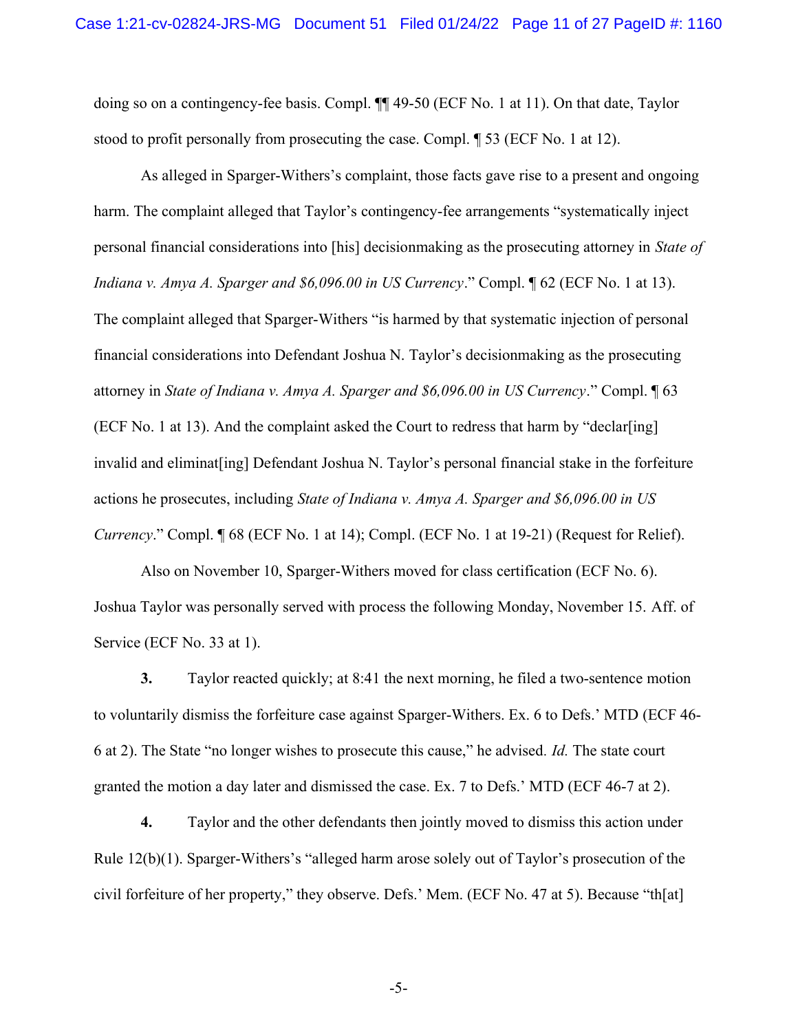doing so on a contingency-fee basis. Compl. ¶¶ 49-50 (ECF No. 1 at 11). On that date, Taylor stood to profit personally from prosecuting the case. Compl. ¶ 53 (ECF No. 1 at 12).

As alleged in Sparger-Withers's complaint, those facts gave rise to a present and ongoing harm. The complaint alleged that Taylor's contingency-fee arrangements "systematically inject personal financial considerations into [his] decisionmaking as the prosecuting attorney in *State of Indiana v. Amya A. Sparger and $6,096.00 in US Currency*." Compl. ¶ 62 (ECF No. 1 at 13). The complaint alleged that Sparger-Withers "is harmed by that systematic injection of personal financial considerations into Defendant Joshua N. Taylor's decisionmaking as the prosecuting attorney in *State of Indiana v. Amya A. Sparger and $6,096.00 in US Currency*." Compl. ¶ 63 (ECF No. 1 at 13). And the complaint asked the Court to redress that harm by "declar[ing] invalid and eliminat[ing] Defendant Joshua N. Taylor's personal financial stake in the forfeiture actions he prosecutes, including *State of Indiana v. Amya A. Sparger and $6,096.00 in US Currency*." Compl. ¶ 68 (ECF No. 1 at 14); Compl. (ECF No. 1 at 19-21) (Request for Relief).

Also on November 10, Sparger-Withers moved for class certification (ECF No. 6). Joshua Taylor was personally served with process the following Monday, November 15. Aff. of Service (ECF No. 33 at 1).

**3.** Taylor reacted quickly; at 8:41 the next morning, he filed a two-sentence motion to voluntarily dismiss the forfeiture case against Sparger-Withers. Ex. 6 to Defs.' MTD (ECF 46-6 at 2). The State "no longer wishes to prosecute this cause," he advised. *Id.* The state court granted the motion a day later and dismissed the case. Ex. 7 to Defs.' MTD (ECF 46-7 at 2).

**4.** Taylor and the other defendants then jointly moved to dismiss this action under Rule 12(b)(1). Sparger-Withers's "alleged harm arose solely out of Taylor's prosecution of the civil forfeiture of her property," they observe. Defs.' Mem. (ECF No. 47 at 5). Because "th[at]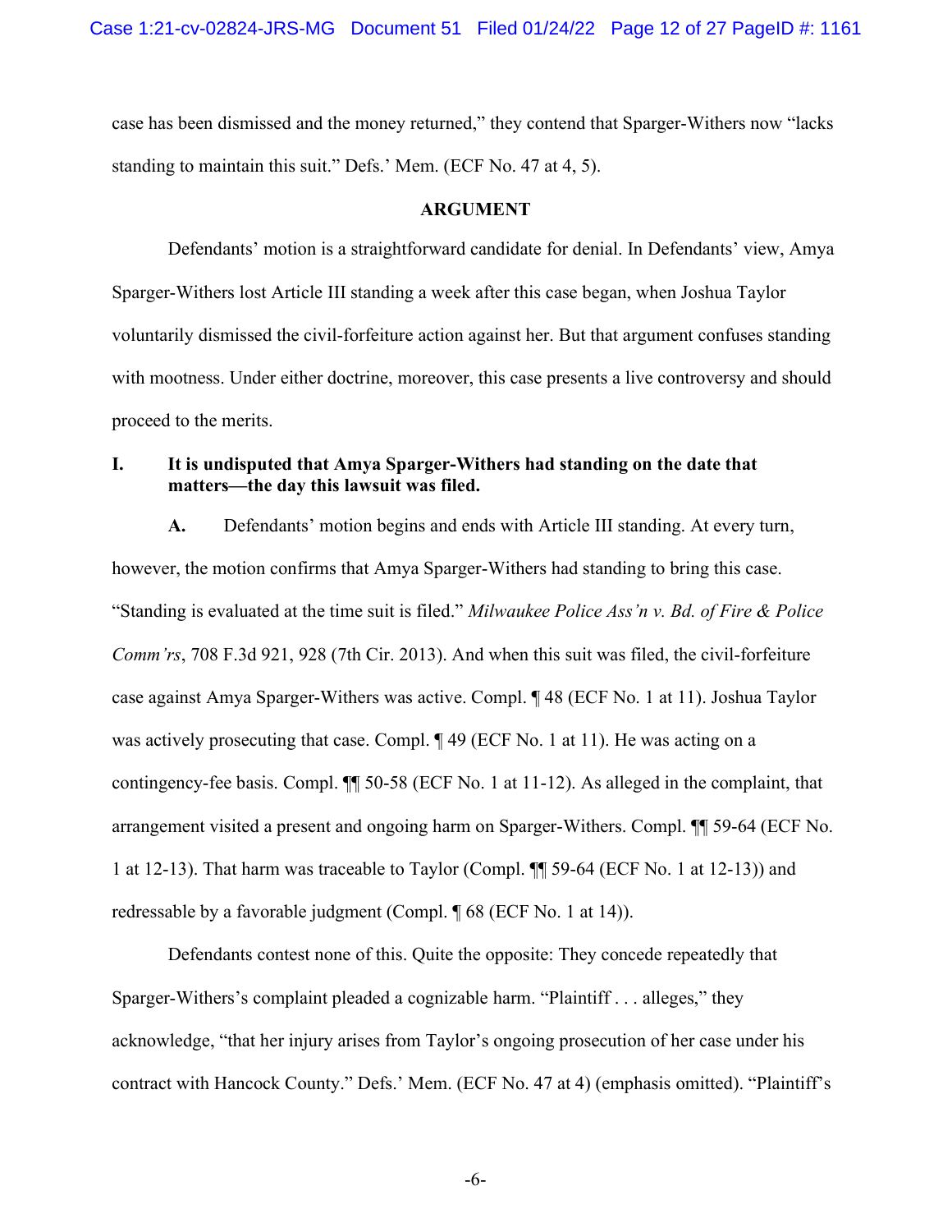case has been dismissed and the money returned," they contend that Sparger-Withers now "lacks standing to maintain this suit." Defs.' Mem. (ECF No. 47 at 4, 5).

## ARGUMENT

Defendants' motion is a straightforward candidate for denial. In Defendants' view, Amya Sparger-Withers lost Article III standing a week after this case began, when Joshua Taylor voluntarily dismissed the civil-forfeiture action against her. But that argument confuses standing with mootness. Under either doctrine, moreover, this case presents a live controversy and should proceed to the merits.

### I. It is undisputed that Amya Sparger-Withers had standing on the date that matters—the day this lawsuit was filed.

**A.** Defendants' motion begins and ends with Article III standing. At every turn, however, the motion confirms that Amya Sparger-Withers had standing to bring this case. "Standing is evaluated at the time suit is filed." *Milwaukee Police Ass'n v. Bd. of Fire & Police Comm'rs*, 708 F.3d 921, 928 (7th Cir. 2013). And when this suit was filed, the civil-forfeiture case against Amya Sparger-Withers was active. Compl. ¶ 48 (ECF No. 1 at 11). Joshua Taylor was actively prosecuting that case. Compl. ¶ 49 (ECF No. 1 at 11). He was acting on a contingency-fee basis. Compl. ¶¶ 50-58 (ECF No. 1 at 11-12). As alleged in the complaint, that arrangement visited a present and ongoing harm on Sparger-Withers. Compl. ¶¶ 59-64 (ECF No. 1 at 12-13). That harm was traceable to Taylor (Compl. ¶¶ 59-64 (ECF No. 1 at 12-13)) and redressable by a favorable judgment (Compl. ¶ 68 (ECF No. 1 at 14)).

Defendants contest none of this. Quite the opposite: They concede repeatedly that Sparger-Withers's complaint pleaded a cognizable harm. "Plaintiff . . . alleges," they acknowledge, "that her injury arises from Taylor's ongoing prosecution of her case under his contract with Hancock County." Defs.' Mem. (ECF No. 47 at 4) (emphasis omitted). "Plaintiff's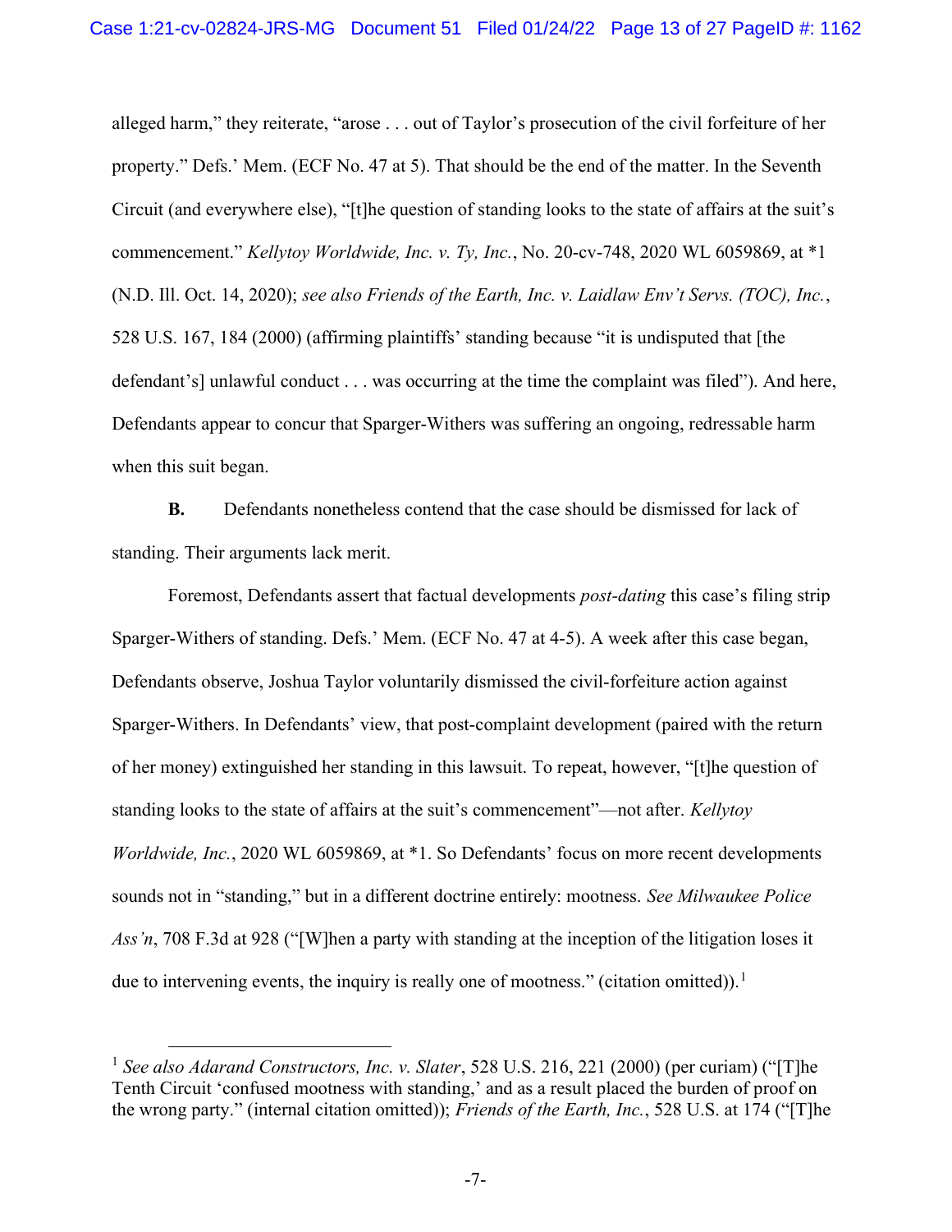alleged harm," they reiterate, "arose . . . out of Taylor's prosecution of the civil forfeiture of her property." Defs.' Mem. (ECF No. 47 at 5). That should be the end of the matter. In the Seventh Circuit (and everywhere else), "[t]he question of standing looks to the state of affairs at the suit's commencement." *Kellytoy Worldwide, Inc. v. Ty, Inc.*, No. 20-cv-748, 2020 WL 6059869, at *1 (N.D. Ill. Oct. 14, 2020); *see also Friends of the Earth, Inc. v. Laidlaw Env't Servs. (TOC), Inc.*, 528 U.S. 167, 184 (2000) (affirming plaintiffs' standing because "it is undisputed that [the defendant's] unlawful conduct . . . was occurring at the time the complaint was filed"). And here, Defendants appear to concur that Sparger-Withers was suffering an ongoing, redressable harm when this suit began.

**B.** Defendants nonetheless contend that the case should be dismissed for lack of standing. Their arguments lack merit.

Foremost, Defendants assert that factual developments *post-dating* this case's filing strip Sparger-Withers of standing. Defs.' Mem. (ECF No. 47 at 4-5). A week after this case began, Defendants observe, Joshua Taylor voluntarily dismissed the civil-forfeiture action against Sparger-Withers. In Defendants' view, that post-complaint development (paired with the return of her money) extinguished her standing in this lawsuit. To repeat, however, "[t]he question of standing looks to the state of affairs at the suit's commencement"—not after. *Kellytoy Worldwide, Inc.*, 2020 WL 6059869, at *1. So Defendants' focus on more recent developments sounds not in "standing," but in a different doctrine entirely: mootness. *See Milwaukee Police Ass'n*, 708 F.3d at 928 ("[W]hen a party with standing at the inception of the litigation loses it due to intervening events, the inquiry is really one of mootness." (citation omitted)).[1]

---

[1] *See also Adarand Constructors, Inc. v. Slater*, 528 U.S. 216, 221 (2000) (per curiam) ("[T]he Tenth Circuit 'confused mootness with standing,' and as a result placed the burden of proof on the wrong party." (internal citation omitted)); *Friends of the Earth, Inc.*, 528 U.S. at 174 ("[T]he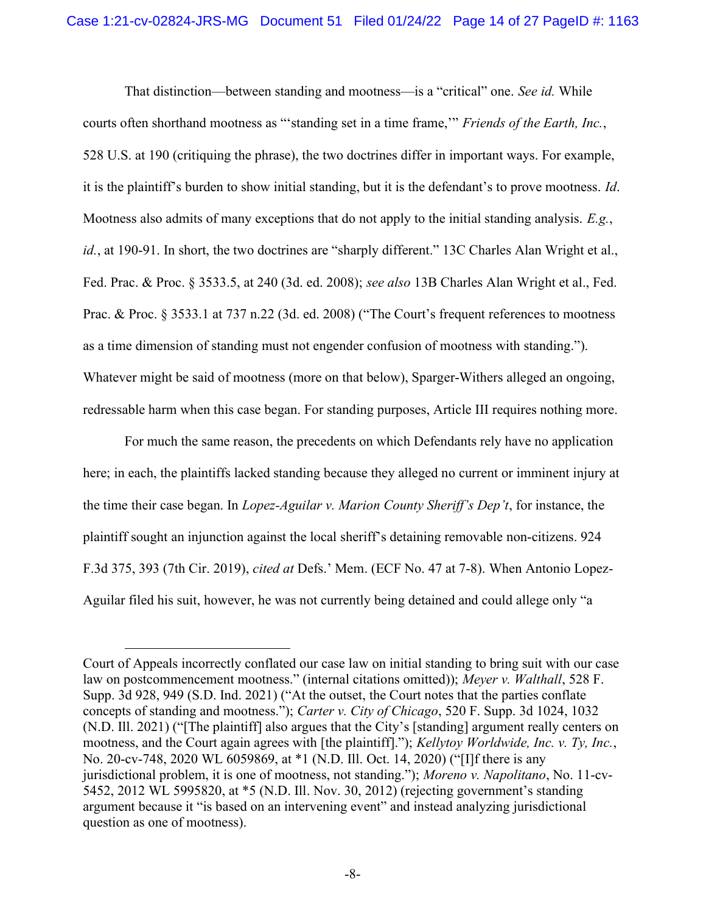That distinction—between standing and mootness—is a "critical" one. *See id.* While courts often shorthand mootness as "'standing set in a time frame,'" *Friends of the Earth, Inc.*, 528 U.S. at 190 (critiquing the phrase), the two doctrines differ in important ways. For example, it is the plaintiff's burden to show initial standing, but it is the defendant's to prove mootness. *Id*. Mootness also admits of many exceptions that do not apply to the initial standing analysis. *E.g.*, *id.*, at 190-91. In short, the two doctrines are "sharply different." 13C Charles Alan Wright et al., Fed. Prac. & Proc. § 3533.5, at 240 (3d. ed. 2008); *see also* 13B Charles Alan Wright et al., Fed. Prac. & Proc. § 3533.1 at 737 n.22 (3d. ed. 2008) ("The Court's frequent references to mootness as a time dimension of standing must not engender confusion of mootness with standing."). Whatever might be said of mootness (more on that below), Sparger-Withers alleged an ongoing, redressable harm when this case began. For standing purposes, Article III requires nothing more.

For much the same reason, the precedents on which Defendants rely have no application here; in each, the plaintiffs lacked standing because they alleged no current or imminent injury at the time their case began. In *Lopez-Aguilar v. Marion County Sheriff's Dep't*, for instance, the plaintiff sought an injunction against the local sheriff's detaining removable non-citizens. 924 F.3d 375, 393 (7th Cir. 2019), *cited at* Defs.' Mem. (ECF No. 47 at 7-8). When Antonio Lopez-Aguilar filed his suit, however, he was not currently being detained and could allege only "a

---

Court of Appeals incorrectly conflated our case law on initial standing to bring suit with our case law on postcommencement mootness." (internal citations omitted)); *Meyer v. Walthall*, 528 F. Supp. 3d 928, 949 (S.D. Ind. 2021) ("At the outset, the Court notes that the parties conflate concepts of standing and mootness."); *Carter v. City of Chicago*, 520 F. Supp. 3d 1024, 1032 (N.D. Ill. 2021) ("[The plaintiff] also argues that the City's [standing] argument really centers on mootness, and the Court again agrees with [the plaintiff]."); *Kellytoy Worldwide, Inc. v. Ty, Inc.*, No. 20-cv-748, 2020 WL 6059869, at *1 (N.D. Ill. Oct. 14, 2020) ("[I]f there is any jurisdictional problem, it is one of mootness, not standing."); *Moreno v. Napolitano*, No. 11-cv-5452, 2012 WL 5995820, at *5 (N.D. Ill. Nov. 30, 2012) (rejecting government's standing argument because it "is based on an intervening event" and instead analyzing jurisdictional question as one of mootness).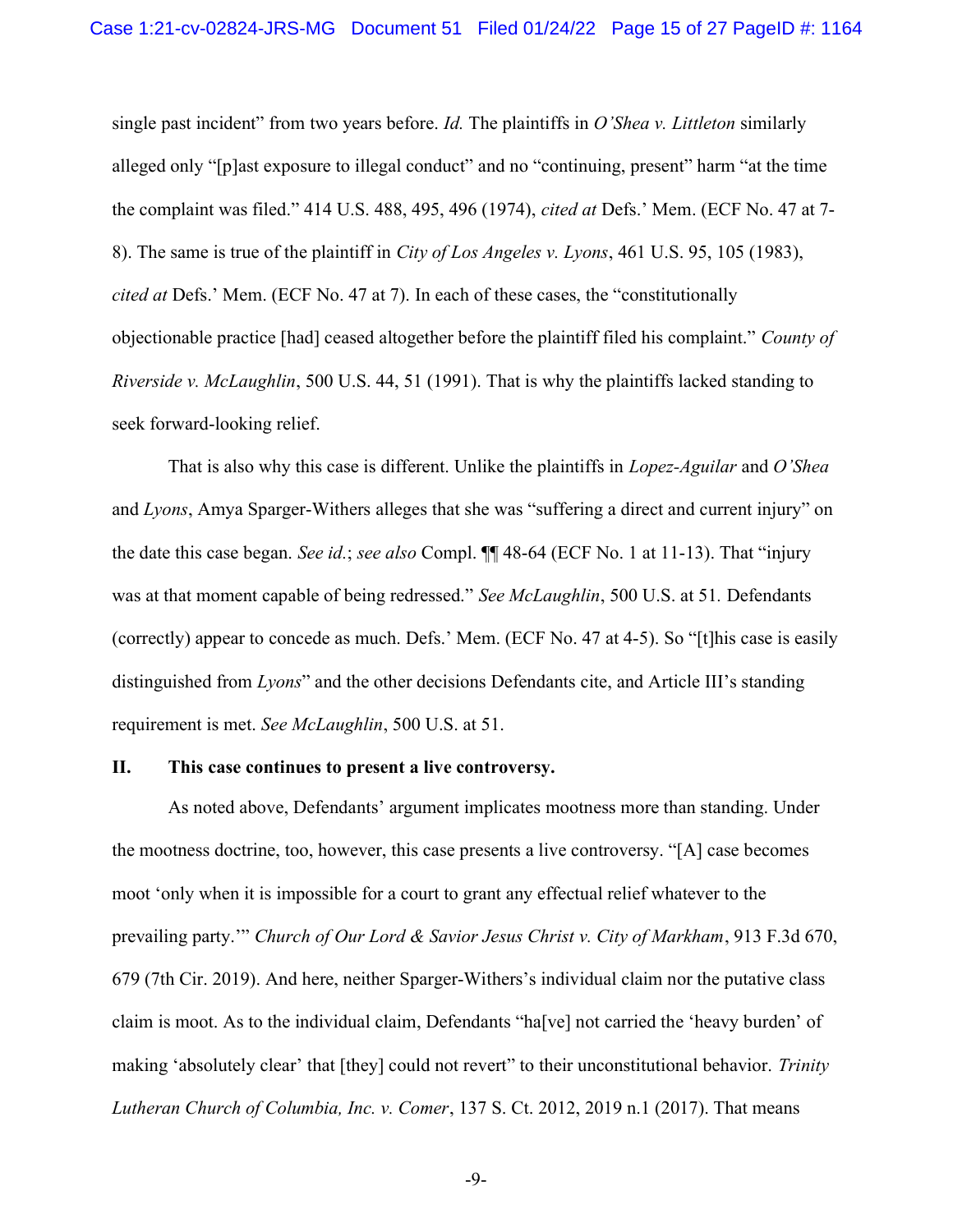single past incident" from two years before. *Id.* The plaintiffs in *O'Shea v. Littleton* similarly alleged only "[p]ast exposure to illegal conduct" and no "continuing, present" harm "at the time the complaint was filed." 414 U.S. 488, 495, 496 (1974), *cited at* Defs.' Mem. (ECF No. 47 at 7-8). The same is true of the plaintiff in *City of Los Angeles v. Lyons*, 461 U.S. 95, 105 (1983), *cited at* Defs.' Mem. (ECF No. 47 at 7). In each of these cases, the "constitutionally objectionable practice [had] ceased altogether before the plaintiff filed his complaint." *County of Riverside v. McLaughlin*, 500 U.S. 44, 51 (1991). That is why the plaintiffs lacked standing to seek forward-looking relief.

That is also why this case is different. Unlike the plaintiffs in *Lopez-Aguilar* and *O'Shea* and *Lyons*, Amya Sparger-Withers alleges that she was "suffering a direct and current injury" on the date this case began. *See id.*; *see also* Compl. ¶¶ 48-64 (ECF No. 1 at 11-13). That "injury was at that moment capable of being redressed." *See McLaughlin*, 500 U.S. at 51. Defendants (correctly) appear to concede as much. Defs.' Mem. (ECF No. 47 at 4-5). So "[t]his case is easily distinguished from *Lyons*" and the other decisions Defendants cite, and Article III's standing requirement is met. *See McLaughlin*, 500 U.S. at 51.

## II. This case continues to present a live controversy.

As noted above, Defendants' argument implicates mootness more than standing. Under the mootness doctrine, too, however, this case presents a live controversy. "[A] case becomes moot 'only when it is impossible for a court to grant any effectual relief whatever to the prevailing party.'" *Church of Our Lord & Savior Jesus Christ v. City of Markham*, 913 F.3d 670, 679 (7th Cir. 2019). And here, neither Sparger-Withers's individual claim nor the putative class claim is moot. As to the individual claim, Defendants "ha[ve] not carried the 'heavy burden' of making 'absolutely clear' that [they] could not revert" to their unconstitutional behavior. *Trinity Lutheran Church of Columbia, Inc. v. Comer*, 137 S. Ct. 2012, 2019 n.1 (2017). That means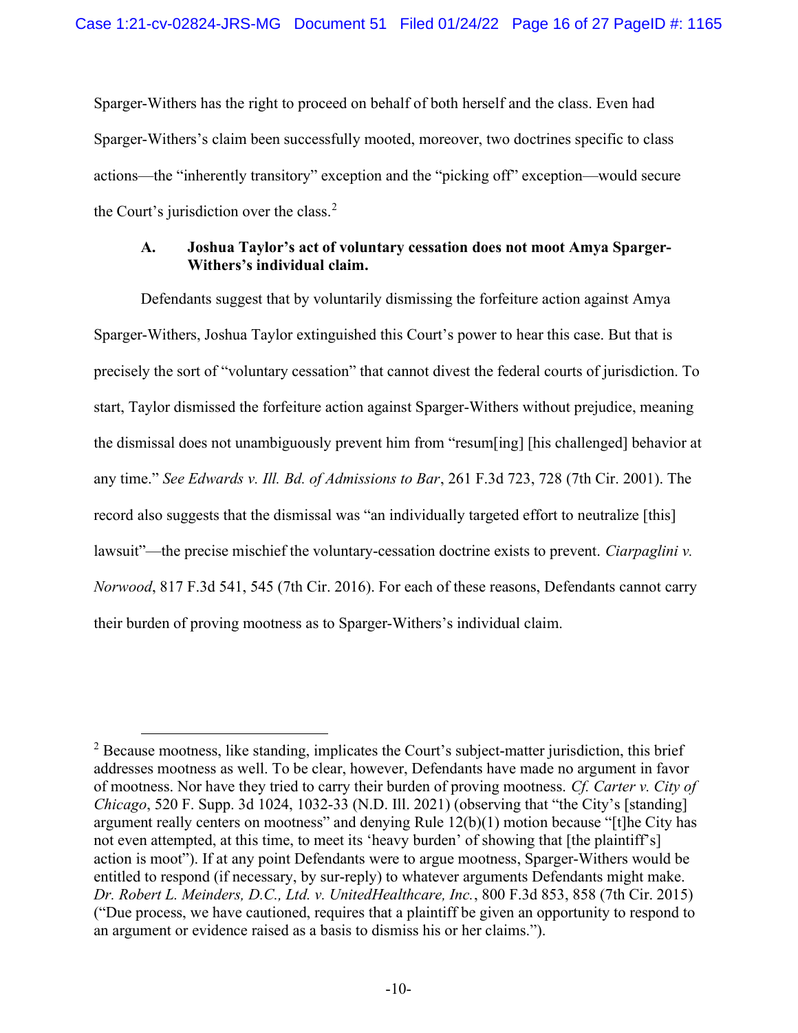Sparger-Withers has the right to proceed on behalf of both herself and the class. Even had Sparger-Withers's claim been successfully mooted, moreover, two doctrines specific to class actions—the "inherently transitory" exception and the "picking off" exception—would secure the Court's jurisdiction over the class.[2]

### A. Joshua Taylor's act of voluntary cessation does not moot Amya Sparger-Withers's individual claim.

Defendants suggest that by voluntarily dismissing the forfeiture action against Amya Sparger-Withers, Joshua Taylor extinguished this Court's power to hear this case. But that is precisely the sort of "voluntary cessation" that cannot divest the federal courts of jurisdiction. To start, Taylor dismissed the forfeiture action against Sparger-Withers without prejudice, meaning the dismissal does not unambiguously prevent him from "resum[ing] [his challenged] behavior at any time." *See Edwards v. Ill. Bd. of Admissions to Bar*, 261 F.3d 723, 728 (7th Cir. 2001). The record also suggests that the dismissal was "an individually targeted effort to neutralize [this] lawsuit"—the precise mischief the voluntary-cessation doctrine exists to prevent. *Ciarpaglini v. Norwood*, 817 F.3d 541, 545 (7th Cir. 2016). For each of these reasons, Defendants cannot carry their burden of proving mootness as to Sparger-Withers's individual claim.

---

[2] Because mootness, like standing, implicates the Court's subject-matter jurisdiction, this brief addresses mootness as well. To be clear, however, Defendants have made no argument in favor of mootness. Nor have they tried to carry their burden of proving mootness. *Cf. Carter v. City of Chicago*, 520 F. Supp. 3d 1024, 1032-33 (N.D. Ill. 2021) (observing that "the City's [standing] argument really centers on mootness" and denying Rule 12(b)(1) motion because "[t]he City has not even attempted, at this time, to meet its 'heavy burden' of showing that [the plaintiff's] action is moot"). If at any point Defendants were to argue mootness, Sparger-Withers would be entitled to respond (if necessary, by sur-reply) to whatever arguments Defendants might make. *Dr. Robert L. Meinders, D.C., Ltd. v. UnitedHealthcare, Inc.*, 800 F.3d 853, 858 (7th Cir. 2015) ("Due process, we have cautioned, requires that a plaintiff be given an opportunity to respond to an argument or evidence raised as a basis to dismiss his or her claims.").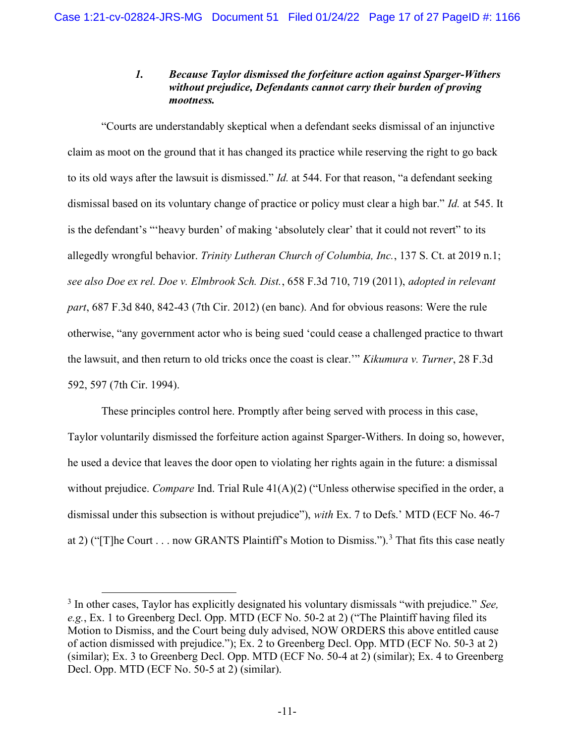### 1. *Because Taylor dismissed the forfeiture action against Sparger-Withers without prejudice, Defendants cannot carry their burden of proving mootness.*

"Courts are understandably skeptical when a defendant seeks dismissal of an injunctive claim as moot on the ground that it has changed its practice while reserving the right to go back to its old ways after the lawsuit is dismissed." *Id.* at 544. For that reason, "a defendant seeking dismissal based on its voluntary change of practice or policy must clear a high bar." *Id.* at 545. It is the defendant's "'heavy burden' of making 'absolutely clear' that it could not revert" to its allegedly wrongful behavior. *Trinity Lutheran Church of Columbia, Inc.*, 137 S. Ct. at 2019 n.1; *see also Doe ex rel. Doe v. Elmbrook Sch. Dist.*, 658 F.3d 710, 719 (2011), *adopted in relevant part*, 687 F.3d 840, 842-43 (7th Cir. 2012) (en banc). And for obvious reasons: Were the rule otherwise, "any government actor who is being sued 'could cease a challenged practice to thwart the lawsuit, and then return to old tricks once the coast is clear.'" *Kikumura v. Turner*, 28 F.3d 592, 597 (7th Cir. 1994).

These principles control here. Promptly after being served with process in this case, Taylor voluntarily dismissed the forfeiture action against Sparger-Withers. In doing so, however, he used a device that leaves the door open to violating her rights again in the future: a dismissal without prejudice. *Compare* Ind. Trial Rule 41(A)(2) ("Unless otherwise specified in the order, a dismissal under this subsection is without prejudice"), *with* Ex. 7 to Defs.' MTD (ECF No. 46-7 at 2) ("[T]he Court . . . now GRANTS Plaintiff's Motion to Dismiss.").[3] That fits this case neatly

[3] In other cases, Taylor has explicitly designated his voluntary dismissals "with prejudice." *See, e.g.*, Ex. 1 to Greenberg Decl. Opp. MTD (ECF No. 50-2 at 2) ("The Plaintiff having filed its Motion to Dismiss, and the Court being duly advised, NOW ORDERS this above entitled cause of action dismissed with prejudice."); Ex. 2 to Greenberg Decl. Opp. MTD (ECF No. 50-3 at 2) (similar); Ex. 3 to Greenberg Decl. Opp. MTD (ECF No. 50-4 at 2) (similar); Ex. 4 to Greenberg Decl. Opp. MTD (ECF No. 50-5 at 2) (similar).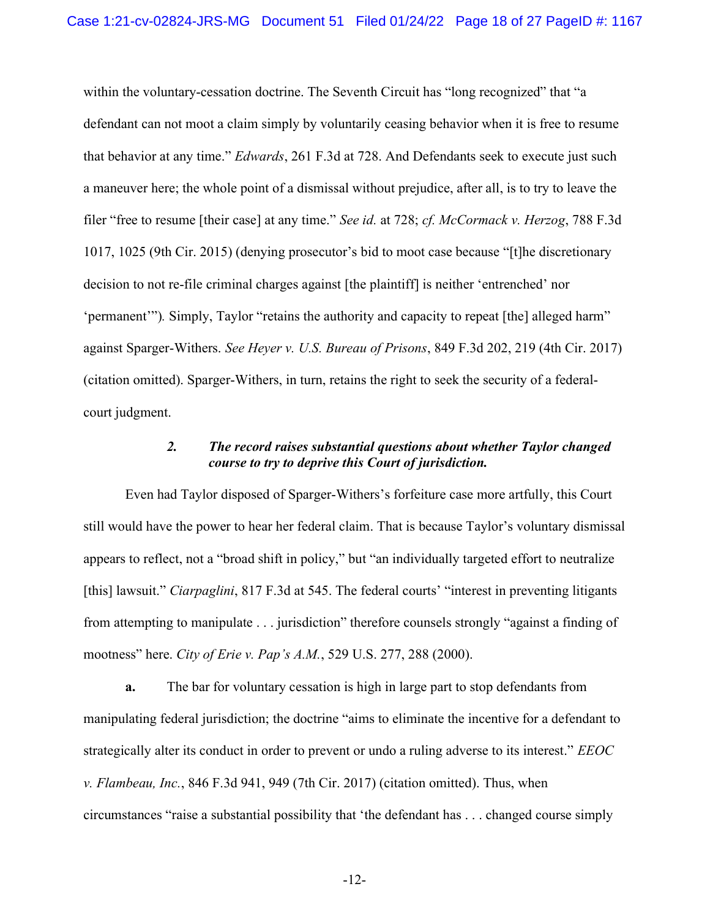within the voluntary-cessation doctrine. The Seventh Circuit has "long recognized" that "a defendant can not moot a claim simply by voluntarily ceasing behavior when it is free to resume that behavior at any time." *Edwards*, 261 F.3d at 728. And Defendants seek to execute just such a maneuver here; the whole point of a dismissal without prejudice, after all, is to try to leave the filer "free to resume [their case] at any time." *See id.* at 728; *cf. McCormack v. Herzog*, 788 F.3d 1017, 1025 (9th Cir. 2015) (denying prosecutor's bid to moot case because "[t]he discretionary decision to not re-file criminal charges against [the plaintiff] is neither 'entrenched' nor 'permanent'"). Simply, Taylor "retains the authority and capacity to repeat [the] alleged harm" against Sparger-Withers. *See Heyer v. U.S. Bureau of Prisons*, 849 F.3d 202, 219 (4th Cir. 2017) (citation omitted). Sparger-Withers, in turn, retains the right to seek the security of a federal-court judgment.

### *2. The record raises substantial questions about whether Taylor changed course to try to deprive this Court of jurisdiction.*

Even had Taylor disposed of Sparger-Withers's forfeiture case more artfully, this Court still would have the power to hear her federal claim. That is because Taylor's voluntary dismissal appears to reflect, not a "broad shift in policy," but "an individually targeted effort to neutralize [this] lawsuit." *Ciarpaglini*, 817 F.3d at 545. The federal courts' "interest in preventing litigants from attempting to manipulate . . . jurisdiction" therefore counsels strongly "against a finding of mootness" here. *City of Erie v. Pap's A.M.*, 529 U.S. 277, 288 (2000).

**a.** The bar for voluntary cessation is high in large part to stop defendants from manipulating federal jurisdiction; the doctrine "aims to eliminate the incentive for a defendant to strategically alter its conduct in order to prevent or undo a ruling adverse to its interest." *EEOC v. Flambeau, Inc.*, 846 F.3d 941, 949 (7th Cir. 2017) (citation omitted). Thus, when circumstances "raise a substantial possibility that 'the defendant has . . . changed course simply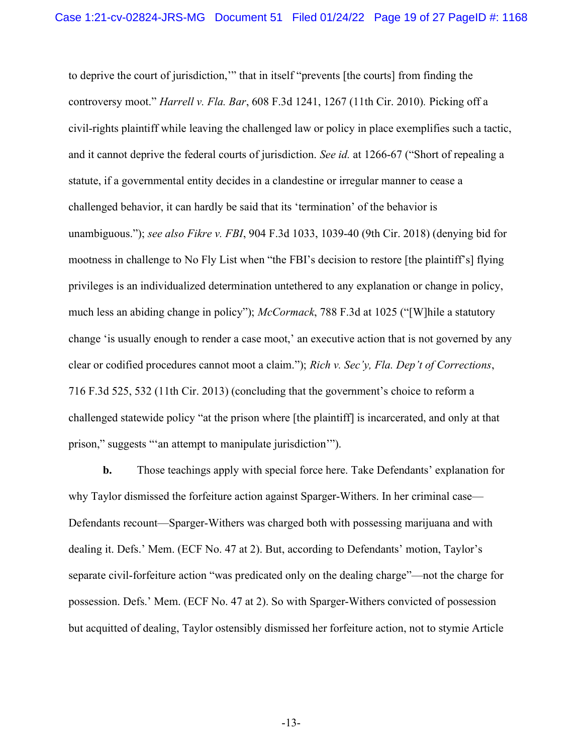to deprive the court of jurisdiction,'" that in itself "prevents [the courts] from finding the controversy moot." *Harrell v. Fla. Bar*, 608 F.3d 1241, 1267 (11th Cir. 2010). Picking off a civil-rights plaintiff while leaving the challenged law or policy in place exemplifies such a tactic, and it cannot deprive the federal courts of jurisdiction. *See id.* at 1266-67 ("Short of repealing a statute, if a governmental entity decides in a clandestine or irregular manner to cease a challenged behavior, it can hardly be said that its 'termination' of the behavior is unambiguous."); *see also Fikre v. FBI*, 904 F.3d 1033, 1039-40 (9th Cir. 2018) (denying bid for mootness in challenge to No Fly List when "the FBI's decision to restore [the plaintiff's] flying privileges is an individualized determination untethered to any explanation or change in policy, much less an abiding change in policy"); *McCormack*, 788 F.3d at 1025 ("[W]hile a statutory change 'is usually enough to render a case moot,' an executive action that is not governed by any clear or codified procedures cannot moot a claim."); *Rich v. Sec'y, Fla. Dep't of Corrections*, 716 F.3d 525, 532 (11th Cir. 2013) (concluding that the government's choice to reform a challenged statewide policy "at the prison where [the plaintiff] is incarcerated, and only at that prison," suggests "'an attempt to manipulate jurisdiction'").

**b.** Those teachings apply with special force here. Take Defendants' explanation for why Taylor dismissed the forfeiture action against Sparger-Withers. In her criminal case—Defendants recount—Sparger-Withers was charged both with possessing marijuana and with dealing it. Defs.' Mem. (ECF No. 47 at 2). But, according to Defendants' motion, Taylor's separate civil-forfeiture action "was predicated only on the dealing charge"—not the charge for possession. Defs.' Mem. (ECF No. 47 at 2). So with Sparger-Withers convicted of possession but acquitted of dealing, Taylor ostensibly dismissed her forfeiture action, not to stymie Article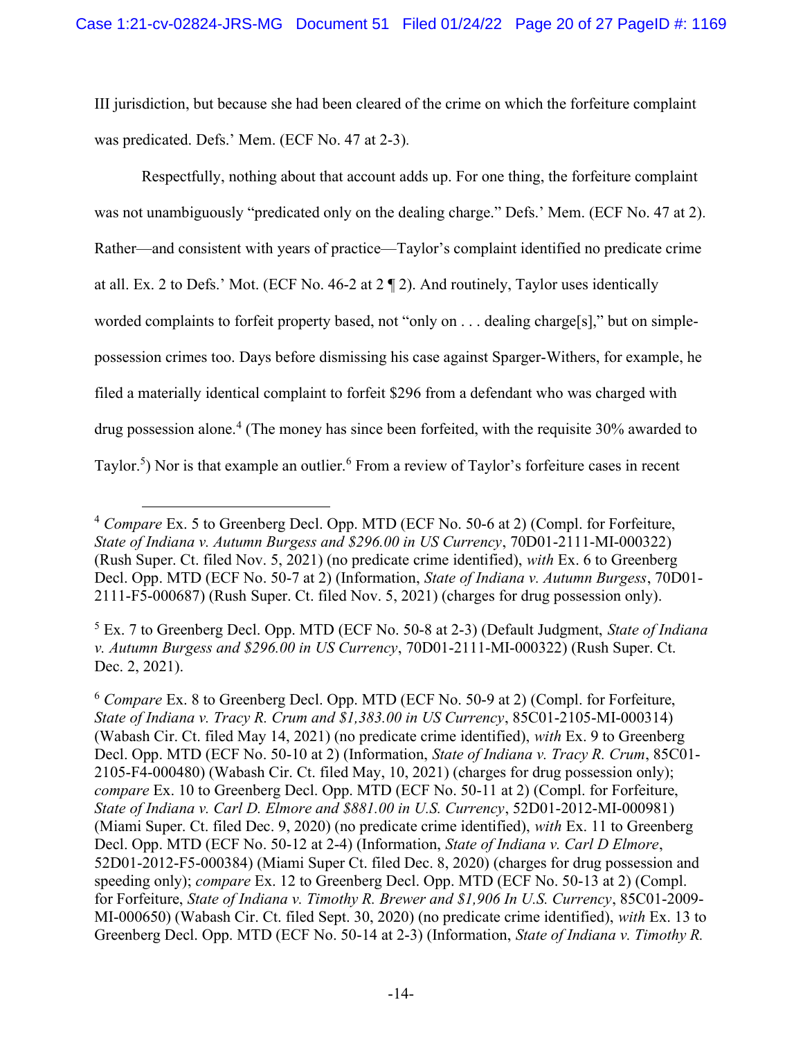III jurisdiction, but because she had been cleared of the crime on which the forfeiture complaint was predicated. Defs.' Mem. (ECF No. 47 at 2-3).

Respectfully, nothing about that account adds up. For one thing, the forfeiture complaint was not unambiguously "predicated only on the dealing charge." Defs.' Mem. (ECF No. 47 at 2). Rather—and consistent with years of practice—Taylor's complaint identified no predicate crime at all. Ex. 2 to Defs.' Mot. (ECF No. 46-2 at 2 ¶ 2). And routinely, Taylor uses identically worded complaints to forfeit property based, not "only on . . . dealing charge[s]," but on simple-possession crimes too. Days before dismissing his case against Sparger-Withers, for example, he filed a materially identical complaint to forfeit $296 from a defendant who was charged with drug possession alone.[4] (The money has since been forfeited, with the requisite 30% awarded to Taylor.[5]) Nor is that example an outlier.[6] From a review of Taylor's forfeiture cases in recent

---

[4] *Compare* Ex. 5 to Greenberg Decl. Opp. MTD (ECF No. 50-6 at 2) (Compl. for Forfeiture, *State of Indiana v. Autumn Burgess and $296.00 in US Currency*, 70D01-2111-MI-000322) (Rush Super. Ct. filed Nov. 5, 2021) (no predicate crime identified), *with* Ex. 6 to Greenberg Decl. Opp. MTD (ECF No. 50-7 at 2) (Information, *State of Indiana v. Autumn Burgess*, 70D01-2111-F5-000687) (Rush Super. Ct. filed Nov. 5, 2021) (charges for drug possession only).

[5] Ex. 7 to Greenberg Decl. Opp. MTD (ECF No. 50-8 at 2-3) (Default Judgment, *State of Indiana v. Autumn Burgess and $296.00 in US Currency*, 70D01-2111-MI-000322) (Rush Super. Ct. Dec. 2, 2021).

[6] *Compare* Ex. 8 to Greenberg Decl. Opp. MTD (ECF No. 50-9 at 2) (Compl. for Forfeiture, *State of Indiana v. Tracy R. Crum and $1,383.00 in US Currency*, 85C01-2105-MI-000314) (Wabash Cir. Ct. filed May 14, 2021) (no predicate crime identified), *with* Ex. 9 to Greenberg Decl. Opp. MTD (ECF No. 50-10 at 2) (Information, *State of Indiana v. Tracy R. Crum*, 85C01-2105-F4-000480) (Wabash Cir. Ct. filed May, 10, 2021) (charges for drug possession only); *compare* Ex. 10 to Greenberg Decl. Opp. MTD (ECF No. 50-11 at 2) (Compl. for Forfeiture, *State of Indiana v. Carl D. Elmore and $881.00 in U.S. Currency*, 52D01-2012-MI-000981) (Miami Super. Ct. filed Dec. 9, 2020) (no predicate crime identified), *with* Ex. 11 to Greenberg Decl. Opp. MTD (ECF No. 50-12 at 2-4) (Information, *State of Indiana v. Carl D Elmore*, 52D01-2012-F5-000384) (Miami Super Ct. filed Dec. 8, 2020) (charges for drug possession and speeding only); *compare* Ex. 12 to Greenberg Decl. Opp. MTD (ECF No. 50-13 at 2) (Compl. for Forfeiture, *State of Indiana v. Timothy R. Brewer and $1,906 In U.S. Currency*, 85C01-2009-MI-000650) (Wabash Cir. Ct. filed Sept. 30, 2020) (no predicate crime identified), *with* Ex. 13 to Greenberg Decl. Opp. MTD (ECF No. 50-14 at 2-3) (Information, *State of Indiana v. Timothy R.*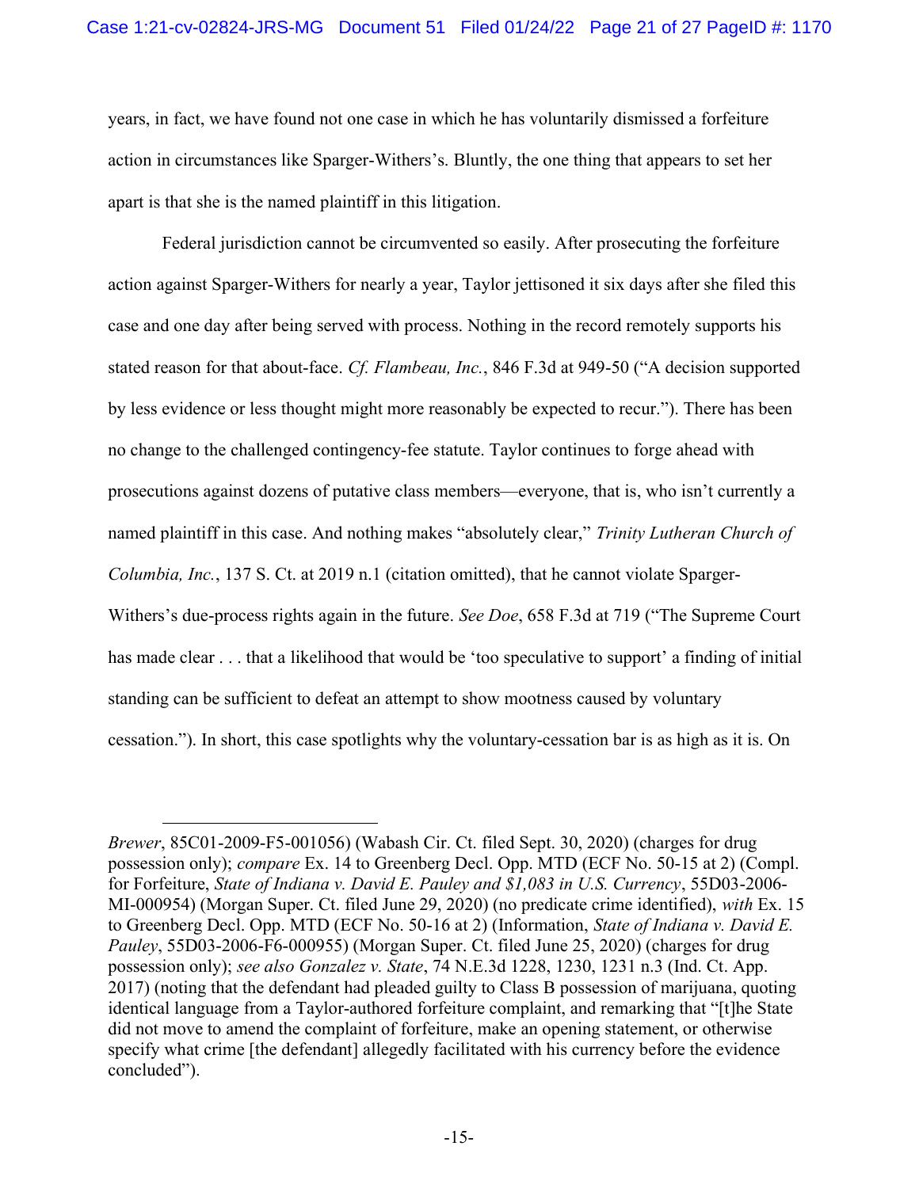years, in fact, we have found not one case in which he has voluntarily dismissed a forfeiture action in circumstances like Sparger-Withers's. Bluntly, the one thing that appears to set her apart is that she is the named plaintiff in this litigation.

Federal jurisdiction cannot be circumvented so easily. After prosecuting the forfeiture action against Sparger-Withers for nearly a year, Taylor jettisoned it six days after she filed this case and one day after being served with process. Nothing in the record remotely supports his stated reason for that about-face. *Cf. Flambeau, Inc.*, 846 F.3d at 949-50 ("A decision supported by less evidence or less thought might more reasonably be expected to recur."). There has been no change to the challenged contingency-fee statute. Taylor continues to forge ahead with prosecutions against dozens of putative class members—everyone, that is, who isn't currently a named plaintiff in this case. And nothing makes "absolutely clear," *Trinity Lutheran Church of Columbia, Inc.*, 137 S. Ct. at 2019 n.1 (citation omitted), that he cannot violate Sparger-Withers's due-process rights again in the future. *See Doe*, 658 F.3d at 719 ("The Supreme Court has made clear . . . that a likelihood that would be 'too speculative to support' a finding of initial standing can be sufficient to defeat an attempt to show mootness caused by voluntary cessation."). In short, this case spotlights why the voluntary-cessation bar is as high as it is. On

---

*Brewer*, 85C01-2009-F5-001056) (Wabash Cir. Ct. filed Sept. 30, 2020) (charges for drug possession only); *compare* Ex. 14 to Greenberg Decl. Opp. MTD (ECF No. 50-15 at 2) (Compl. for Forfeiture, *State of Indiana v. David E. Pauley and $1,083 in U.S. Currency*, 55D03-2006-MI-000954) (Morgan Super. Ct. filed June 29, 2020) (no predicate crime identified), *with* Ex. 15 to Greenberg Decl. Opp. MTD (ECF No. 50-16 at 2) (Information, *State of Indiana v. David E. Pauley*, 55D03-2006-F6-000955) (Morgan Super. Ct. filed June 25, 2020) (charges for drug possession only); *see also Gonzalez v. State*, 74 N.E.3d 1228, 1230, 1231 n.3 (Ind. Ct. App. 2017) (noting that the defendant had pleaded guilty to Class B possession of marijuana, quoting identical language from a Taylor-authored forfeiture complaint, and remarking that "[t]he State did not move to amend the complaint of forfeiture, make an opening statement, or otherwise specify what crime [the defendant] allegedly facilitated with his currency before the evidence concluded").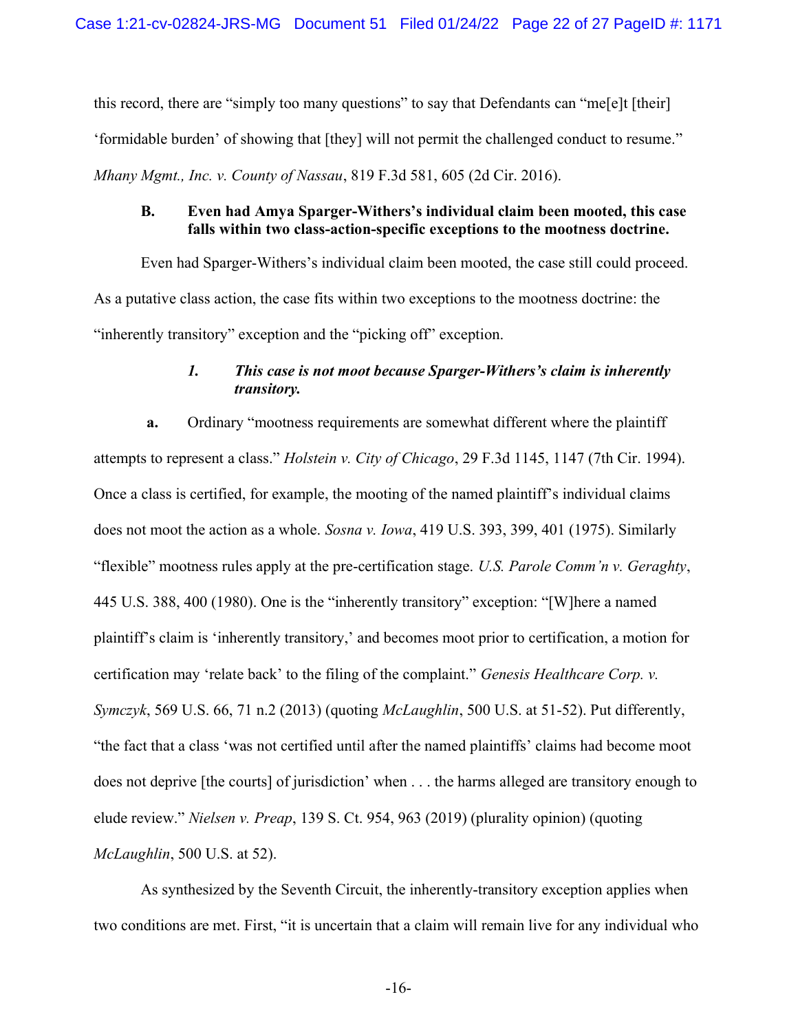this record, there are "simply too many questions" to say that Defendants can "me[e]t [their] 'formidable burden' of showing that [they] will not permit the challenged conduct to resume." *Mhany Mgmt., Inc. v. County of Nassau*, 819 F.3d 581, 605 (2d Cir. 2016).

### B. Even had Amya Sparger-Withers's individual claim been mooted, this case falls within two class-action-specific exceptions to the mootness doctrine.

Even had Sparger-Withers's individual claim been mooted, the case still could proceed. As a putative class action, the case fits within two exceptions to the mootness doctrine: the "inherently transitory" exception and the "picking off" exception.

#### *1. This case is not moot because Sparger-Withers's claim is inherently transitory.*

**a.** Ordinary "mootness requirements are somewhat different where the plaintiff attempts to represent a class." *Holstein v. City of Chicago*, 29 F.3d 1145, 1147 (7th Cir. 1994). Once a class is certified, for example, the mooting of the named plaintiff's individual claims does not moot the action as a whole. *Sosna v. Iowa*, 419 U.S. 393, 399, 401 (1975). Similarly "flexible" mootness rules apply at the pre-certification stage. *U.S. Parole Comm'n v. Geraghty*, 445 U.S. 388, 400 (1980). One is the "inherently transitory" exception: "[W]here a named plaintiff's claim is 'inherently transitory,' and becomes moot prior to certification, a motion for certification may 'relate back' to the filing of the complaint." *Genesis Healthcare Corp. v. Symczyk*, 569 U.S. 66, 71 n.2 (2013) (quoting *McLaughlin*, 500 U.S. at 51-52). Put differently, "the fact that a class 'was not certified until after the named plaintiffs' claims had become moot does not deprive [the courts] of jurisdiction' when . . . the harms alleged are transitory enough to elude review." *Nielsen v. Preap*, 139 S. Ct. 954, 963 (2019) (plurality opinion) (quoting *McLaughlin*, 500 U.S. at 52).

As synthesized by the Seventh Circuit, the inherently-transitory exception applies when two conditions are met. First, "it is uncertain that a claim will remain live for any individual who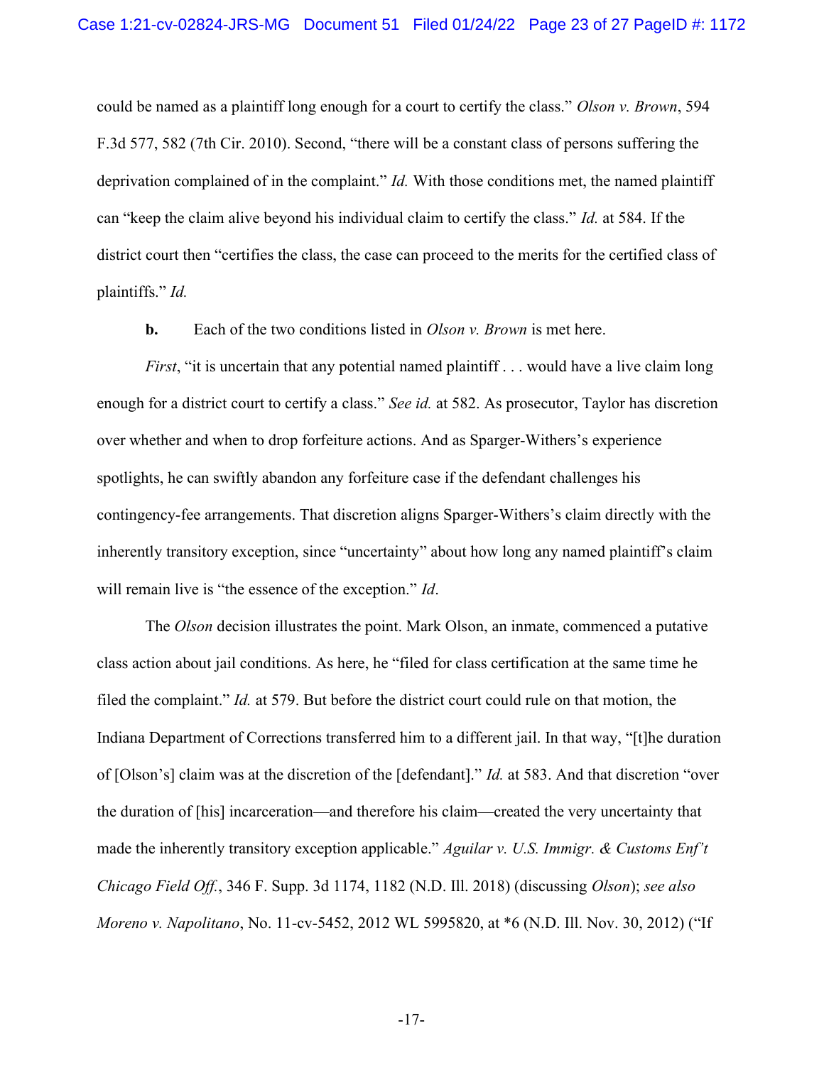could be named as a plaintiff long enough for a court to certify the class." *Olson v. Brown*, 594 F.3d 577, 582 (7th Cir. 2010). Second, "there will be a constant class of persons suffering the deprivation complained of in the complaint." *Id.* With those conditions met, the named plaintiff can "keep the claim alive beyond his individual claim to certify the class." *Id.* at 584. If the district court then "certifies the class, the case can proceed to the merits for the certified class of plaintiffs." *Id.*

**b.** Each of the two conditions listed in *Olson v. Brown* is met here.

*First*, "it is uncertain that any potential named plaintiff . . . would have a live claim long enough for a district court to certify a class." *See id.* at 582. As prosecutor, Taylor has discretion over whether and when to drop forfeiture actions. And as Sparger-Withers's experience spotlights, he can swiftly abandon any forfeiture case if the defendant challenges his contingency-fee arrangements. That discretion aligns Sparger-Withers's claim directly with the inherently transitory exception, since "uncertainty" about how long any named plaintiff's claim will remain live is "the essence of the exception." *Id*.

The *Olson* decision illustrates the point. Mark Olson, an inmate, commenced a putative class action about jail conditions. As here, he "filed for class certification at the same time he filed the complaint." *Id.* at 579. But before the district court could rule on that motion, the Indiana Department of Corrections transferred him to a different jail. In that way, "[t]he duration of [Olson's] claim was at the discretion of the [defendant]." *Id.* at 583. And that discretion "over the duration of [his] incarceration—and therefore his claim—created the very uncertainty that made the inherently transitory exception applicable." *Aguilar v. U.S. Immigr. & Customs Enf't Chicago Field Off.*, 346 F. Supp. 3d 1174, 1182 (N.D. Ill. 2018) (discussing *Olson*); *see also Moreno v. Napolitano*, No. 11-cv-5452, 2012 WL 5995820, at *6 (N.D. Ill. Nov. 30, 2012) ("If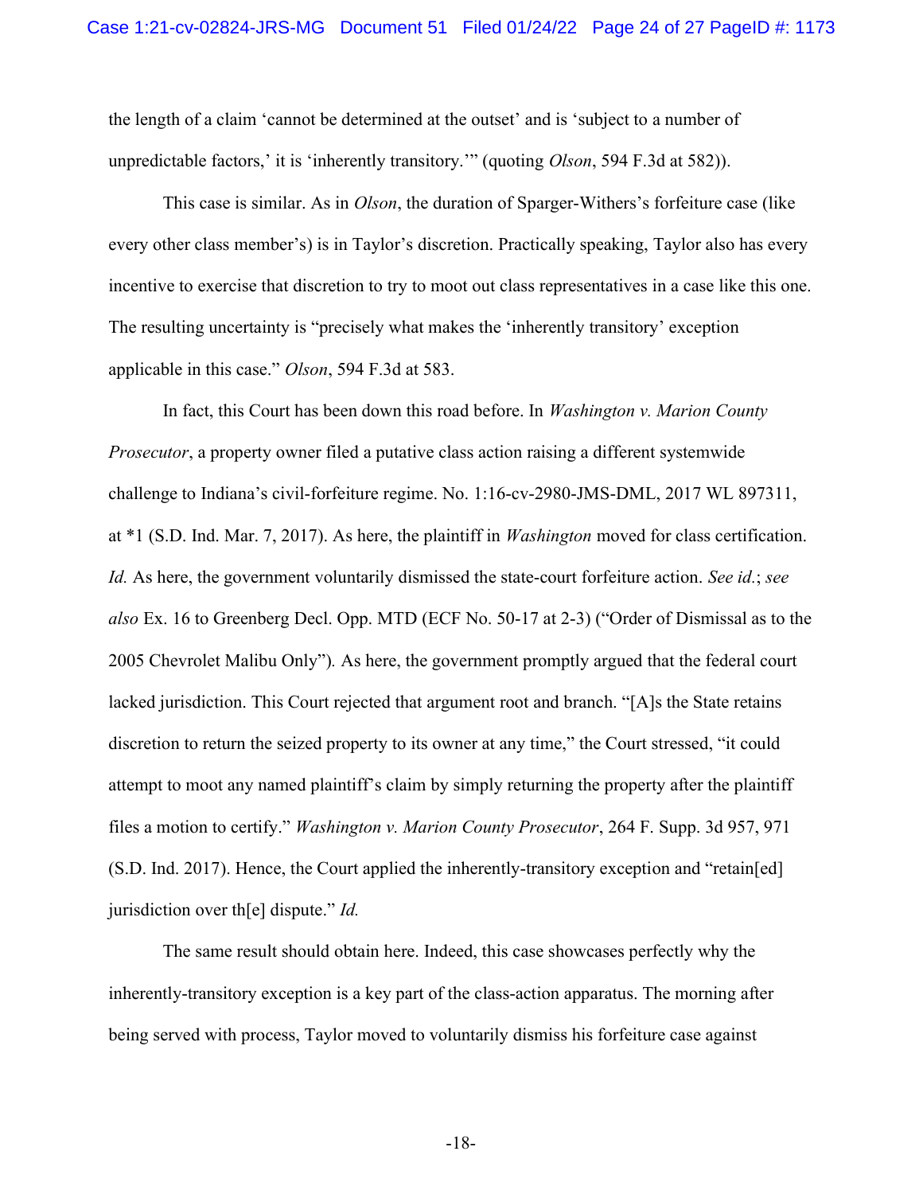the length of a claim 'cannot be determined at the outset' and is 'subject to a number of unpredictable factors,' it is 'inherently transitory.'" (quoting *Olson*, 594 F.3d at 582)).

This case is similar. As in *Olson*, the duration of Sparger-Withers's forfeiture case (like every other class member's) is in Taylor's discretion. Practically speaking, Taylor also has every incentive to exercise that discretion to try to moot out class representatives in a case like this one. The resulting uncertainty is "precisely what makes the 'inherently transitory' exception applicable in this case." *Olson*, 594 F.3d at 583.

In fact, this Court has been down this road before. In *Washington v. Marion County Prosecutor*, a property owner filed a putative class action raising a different systemwide challenge to Indiana's civil-forfeiture regime. No. 1:16-cv-2980-JMS-DML, 2017 WL 897311, at *1 (S.D. Ind. Mar. 7, 2017). As here, the plaintiff in *Washington* moved for class certification. *Id.* As here, the government voluntarily dismissed the state-court forfeiture action. *See id.*; *see also* Ex. 16 to Greenberg Decl. Opp. MTD (ECF No. 50-17 at 2-3) ("Order of Dismissal as to the 2005 Chevrolet Malibu Only"). As here, the government promptly argued that the federal court lacked jurisdiction. This Court rejected that argument root and branch. "[A]s the State retains discretion to return the seized property to its owner at any time," the Court stressed, "it could attempt to moot any named plaintiff's claim by simply returning the property after the plaintiff files a motion to certify." *Washington v. Marion County Prosecutor*, 264 F. Supp. 3d 957, 971 (S.D. Ind. 2017). Hence, the Court applied the inherently-transitory exception and "retain[ed] jurisdiction over th[e] dispute." *Id.*

The same result should obtain here. Indeed, this case showcases perfectly why the inherently-transitory exception is a key part of the class-action apparatus. The morning after being served with process, Taylor moved to voluntarily dismiss his forfeiture case against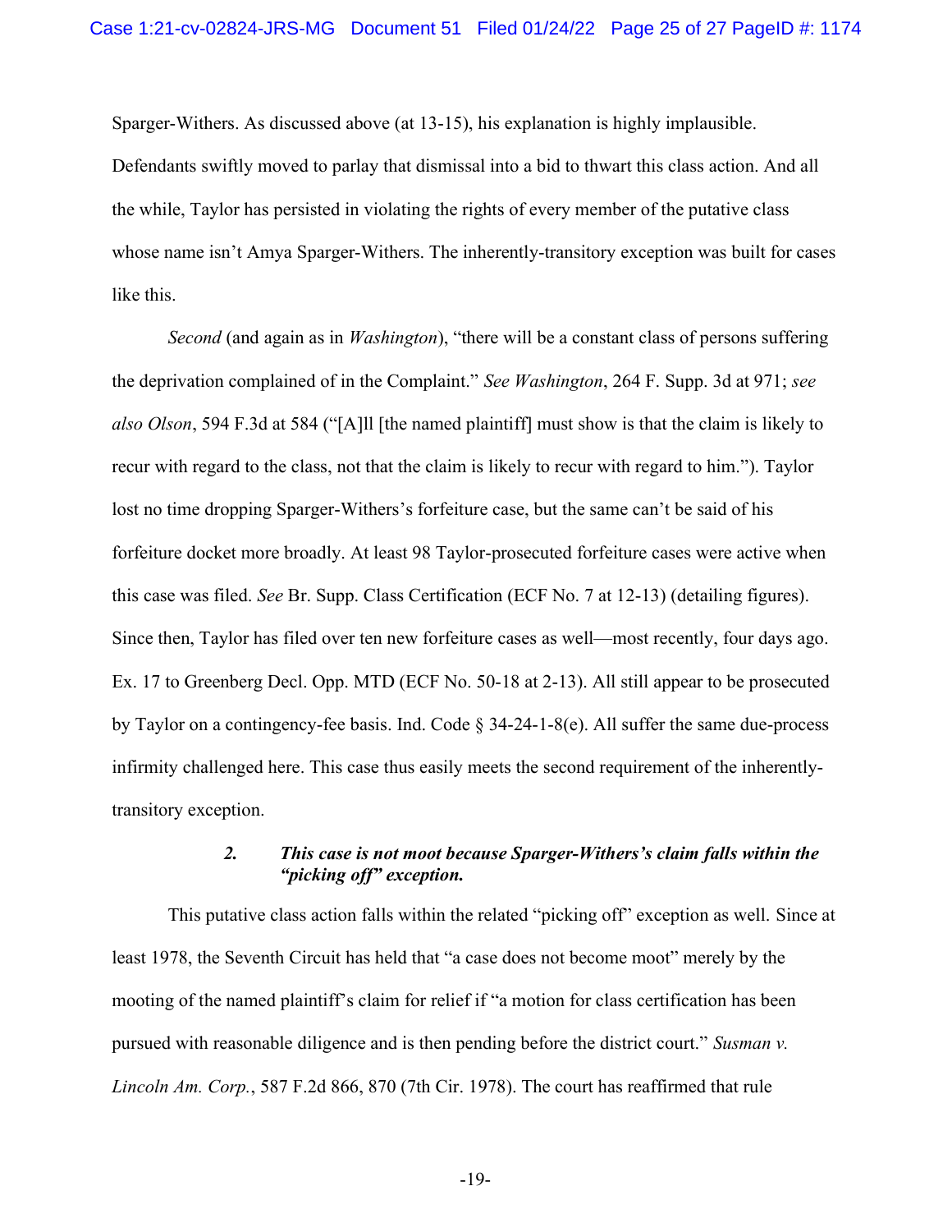Sparger-Withers. As discussed above (at 13-15), his explanation is highly implausible. Defendants swiftly moved to parlay that dismissal into a bid to thwart this class action. And all the while, Taylor has persisted in violating the rights of every member of the putative class whose name isn't Amya Sparger-Withers. The inherently-transitory exception was built for cases like this.

*Second* (and again as in *Washington*), "there will be a constant class of persons suffering the deprivation complained of in the Complaint." *See Washington*, 264 F. Supp. 3d at 971; *see also Olson*, 594 F.3d at 584 ("[A]ll [the named plaintiff] must show is that the claim is likely to recur with regard to the class, not that the claim is likely to recur with regard to him."). Taylor lost no time dropping Sparger-Withers's forfeiture case, but the same can't be said of his forfeiture docket more broadly. At least 98 Taylor-prosecuted forfeiture cases were active when this case was filed. *See* Br. Supp. Class Certification (ECF No. 7 at 12-13) (detailing figures). Since then, Taylor has filed over ten new forfeiture cases as well—most recently, four days ago. Ex. 17 to Greenberg Decl. Opp. MTD (ECF No. 50-18 at 2-13). All still appear to be prosecuted by Taylor on a contingency-fee basis. Ind. Code § 34-24-1-8(e). All suffer the same due-process infirmity challenged here. This case thus easily meets the second requirement of the inherently-transitory exception.

#### ***2. This case is not moot because Sparger-Withers's claim falls within the "picking off" exception.***

This putative class action falls within the related "picking off" exception as well. Since at least 1978, the Seventh Circuit has held that "a case does not become moot" merely by the mooting of the named plaintiff's claim for relief if "a motion for class certification has been pursued with reasonable diligence and is then pending before the district court." *Susman v. Lincoln Am. Corp.*, 587 F.2d 866, 870 (7th Cir. 1978). The court has reaffirmed that rule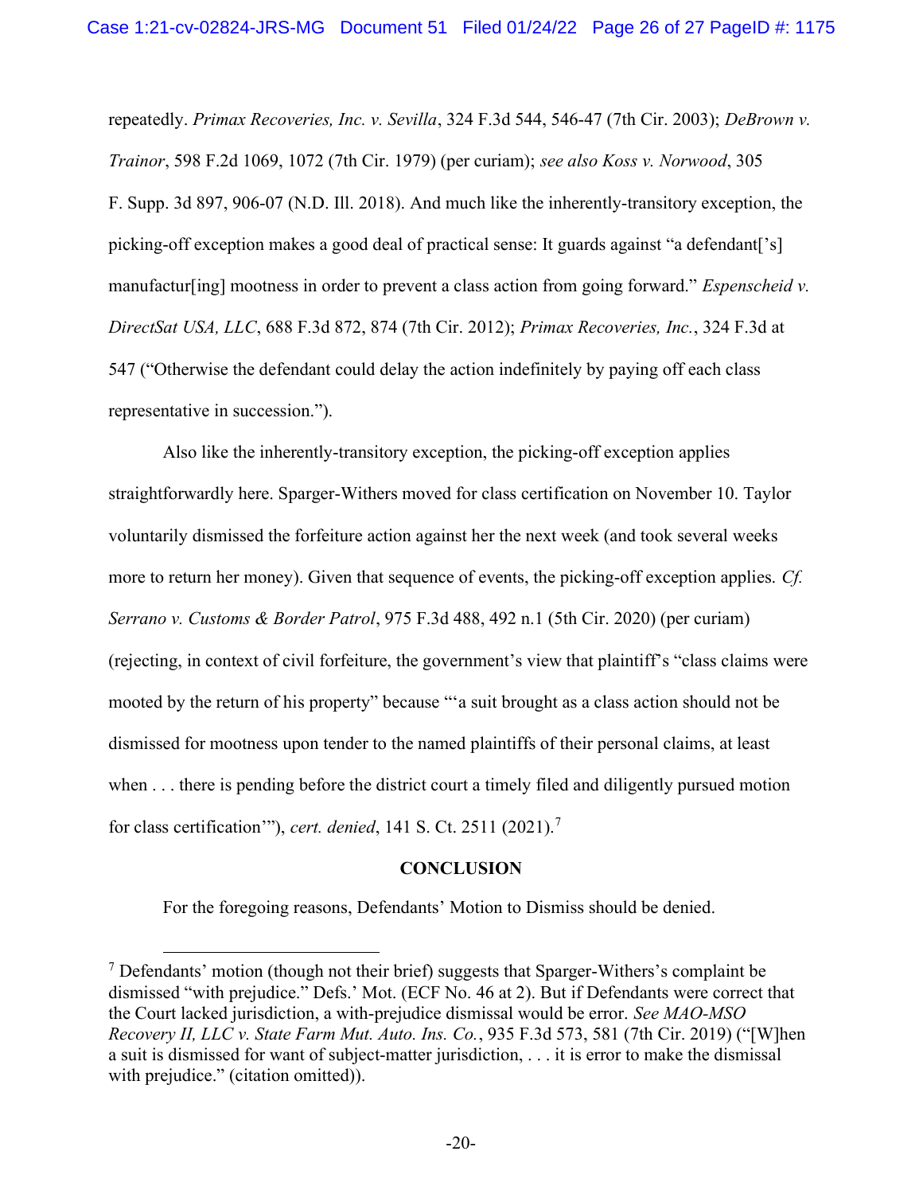repeatedly. *Primax Recoveries, Inc. v. Sevilla*, 324 F.3d 544, 546-47 (7th Cir. 2003); *DeBrown v. Trainor*, 598 F.2d 1069, 1072 (7th Cir. 1979) (per curiam); *see also Koss v. Norwood*, 305 F. Supp. 3d 897, 906-07 (N.D. Ill. 2018). And much like the inherently-transitory exception, the picking-off exception makes a good deal of practical sense: It guards against "a defendant['s] manufactur[ing] mootness in order to prevent a class action from going forward." *Espenscheid v. DirectSat USA, LLC*, 688 F.3d 872, 874 (7th Cir. 2012); *Primax Recoveries, Inc.*, 324 F.3d at 547 ("Otherwise the defendant could delay the action indefinitely by paying off each class representative in succession.").

Also like the inherently-transitory exception, the picking-off exception applies straightforwardly here. Sparger-Withers moved for class certification on November 10. Taylor voluntarily dismissed the forfeiture action against her the next week (and took several weeks more to return her money). Given that sequence of events, the picking-off exception applies. *Cf. Serrano v. Customs & Border Patrol*, 975 F.3d 488, 492 n.1 (5th Cir. 2020) (per curiam) (rejecting, in context of civil forfeiture, the government's view that plaintiff's "class claims were mooted by the return of his property" because "'a suit brought as a class action should not be dismissed for mootness upon tender to the named plaintiffs of their personal claims, at least when . . . there is pending before the district court a timely filed and diligently pursued motion for class certification'"), *cert. denied*, 141 S. Ct. 2511 (2021).[7]

## CONCLUSION

For the foregoing reasons, Defendants' Motion to Dismiss should be denied.

[7] Defendants' motion (though not their brief) suggests that Sparger-Withers's complaint be dismissed "with prejudice." Defs.' Mot. (ECF No. 46 at 2). But if Defendants were correct that the Court lacked jurisdiction, a with-prejudice dismissal would be error. *See MAO-MSO Recovery II, LLC v. State Farm Mut. Auto. Ins. Co.*, 935 F.3d 573, 581 (7th Cir. 2019) ("[W]hen a suit is dismissed for want of subject-matter jurisdiction, . . . it is error to make the dismissal with prejudice." (citation omitted)).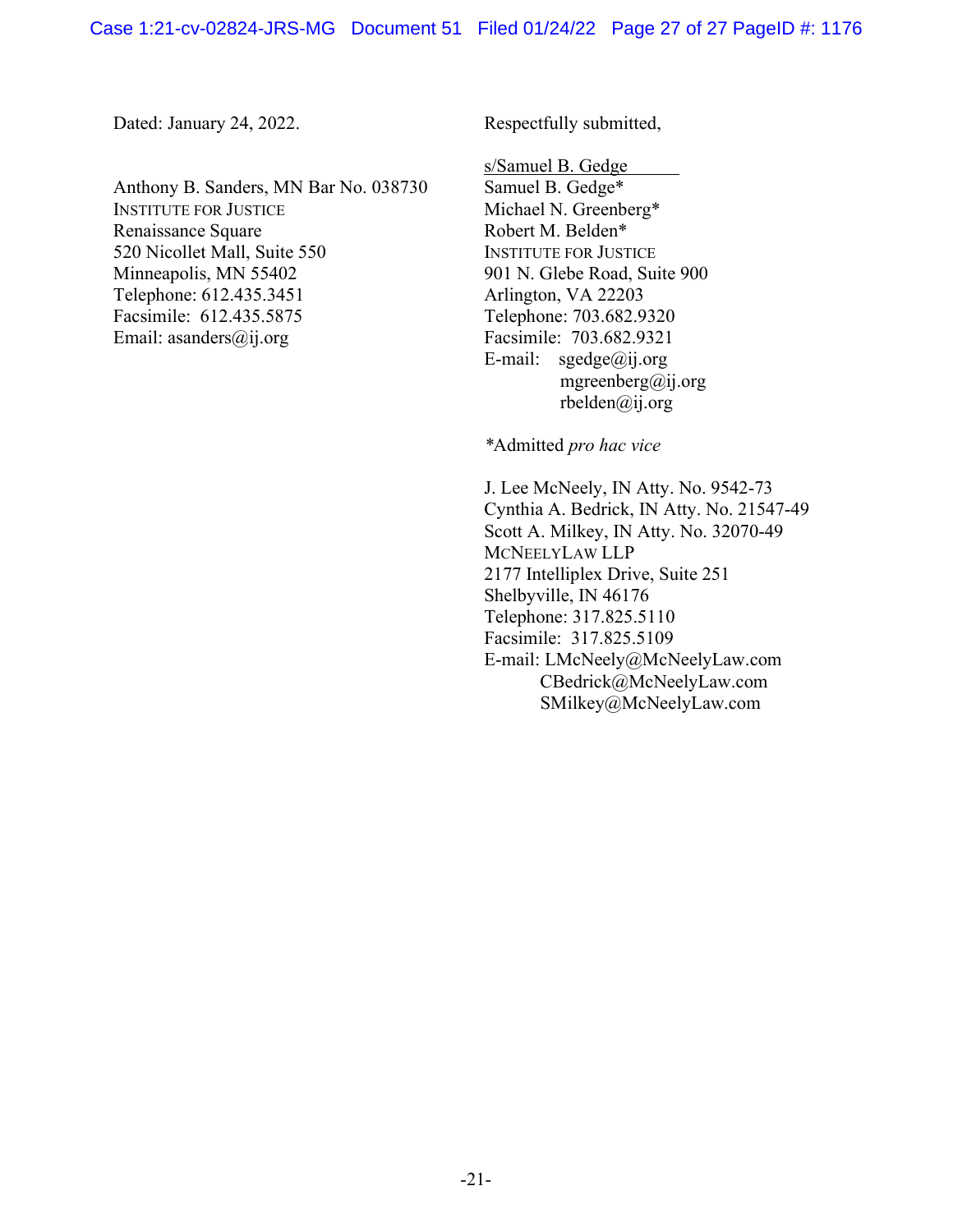Dated: January 24, 2022.

Respectfully submitted,

s/Samuel B. Gedge
Samuel B. Gedge*
Michael N. Greenberg*
Robert M. Belden*
INSTITUTE FOR JUSTICE
901 N. Glebe Road, Suite 900
Arlington, VA 22203
Telephone: 703.682.9320
Facsimile: 703.682.9321
E-mail: sgedge@ij.org
mgreenberg@ij.org
rbelden@ij.org

*Admitted *pro hac vice*

Anthony B. Sanders, MN Bar No. 038730
INSTITUTE FOR JUSTICE
Renaissance Square
520 Nicollet Mall, Suite 550
Minneapolis, MN 55402
Telephone: 612.435.3451
Facsimile: 612.435.5875
Email: asanders@ij.org

J. Lee McNeely, IN Atty. No. 9542-73
Cynthia A. Bedrick, IN Atty. No. 21547-49
Scott A. Milkey, IN Atty. No. 32070-49
MCNEELYLAW LLP
2177 Intelliplex Drive, Suite 251
Shelbyville, IN 46176
Telephone: 317.825.5110
Facsimile: 317.825.5109
E-mail: LMcNeely@McNeelyLaw.com
CBedrick@McNeelyLaw.com
SMilkey@McNeelyLaw.com